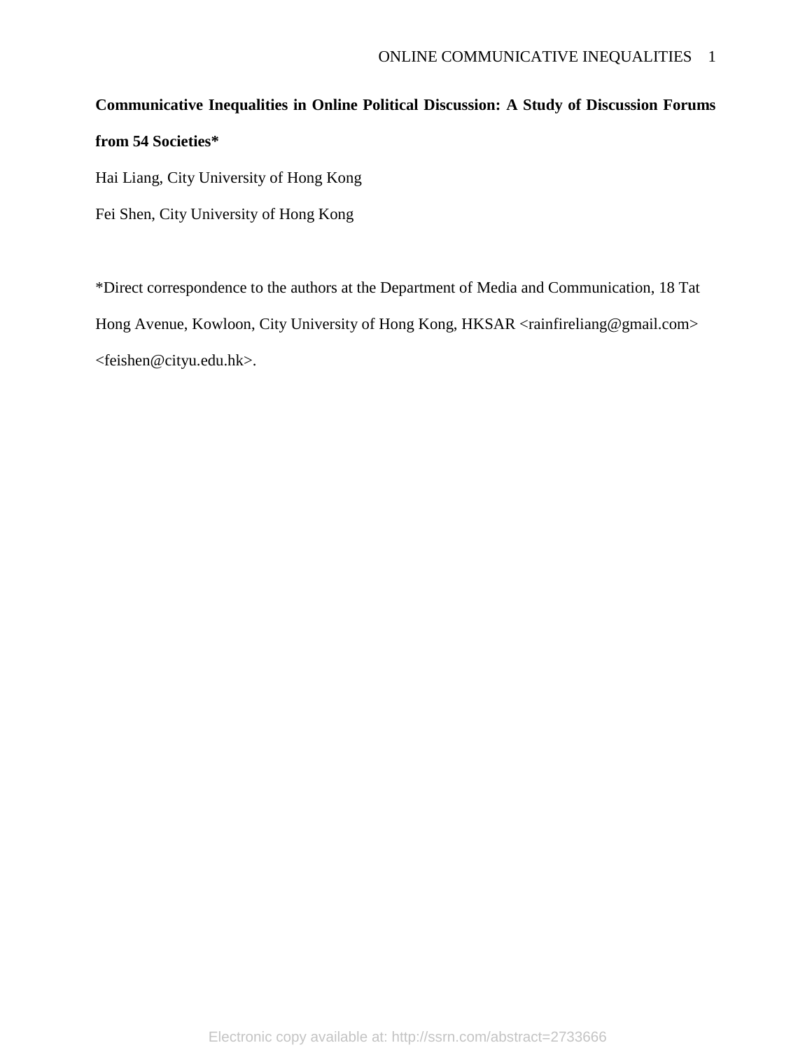**Communicative Inequalities in Online Political Discussion: A Study of Discussion Forums from 54 Societies***

Hai Liang, City University of Hong Kong

Fei Shen, City University of Hong Kong

*Direct correspondence to the authors at the Department of Media and Communication, 18 Tat Hong Avenue, Kowloon, City University of Hong Kong, HKSAR <rainfireliang@gmail.com> <feishen@cityu.edu.hk>.

Electronic copy available at: http://ssrn.com/abstract=2733666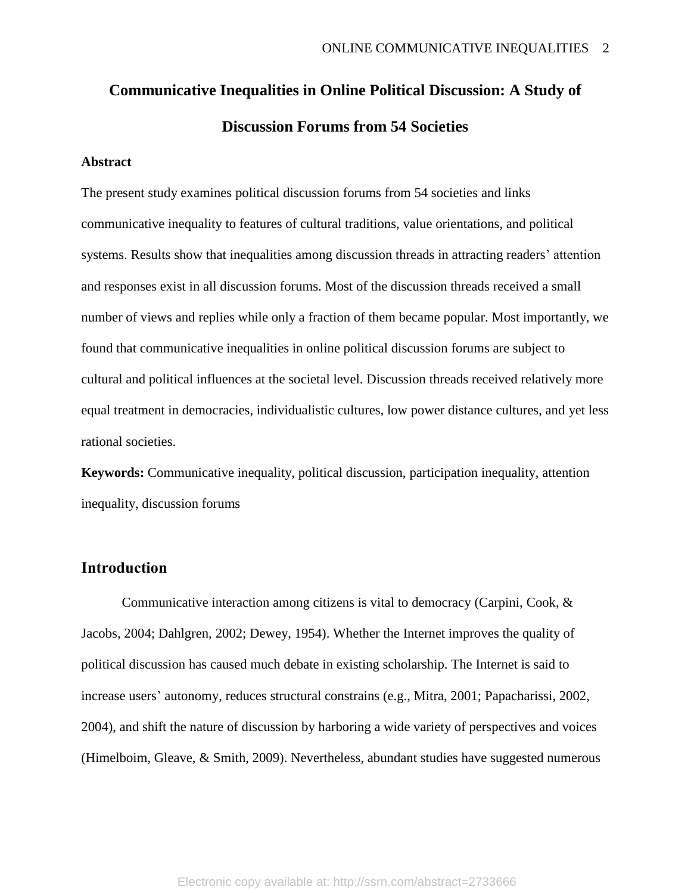# Communicative Inequalities in Online Political Discussion: A Study of Discussion Forums from 54 Societies

**Abstract**

The present study examines political discussion forums from 54 societies and links communicative inequality to features of cultural traditions, value orientations, and political systems. Results show that inequalities among discussion threads in attracting readers' attention and responses exist in all discussion forums. Most of the discussion threads received a small number of views and replies while only a fraction of them became popular. Most importantly, we found that communicative inequalities in online political discussion forums are subject to cultural and political influences at the societal level. Discussion threads received relatively more equal treatment in democracies, individualistic cultures, low power distance cultures, and yet less rational societies.

**Keywords:** Communicative inequality, political discussion, participation inequality, attention inequality, discussion forums

## Introduction

Communicative interaction among citizens is vital to democracy (Carpini, Cook, & Jacobs, 2004; Dahlgren, 2002; Dewey, 1954). Whether the Internet improves the quality of political discussion has caused much debate in existing scholarship. The Internet is said to increase users' autonomy, reduces structural constrains (e.g., Mitra, 2001; Papacharissi, 2002, 2004), and shift the nature of discussion by harboring a wide variety of perspectives and voices (Himelboim, Gleave, & Smith, 2009). Nevertheless, abundant studies have suggested numerous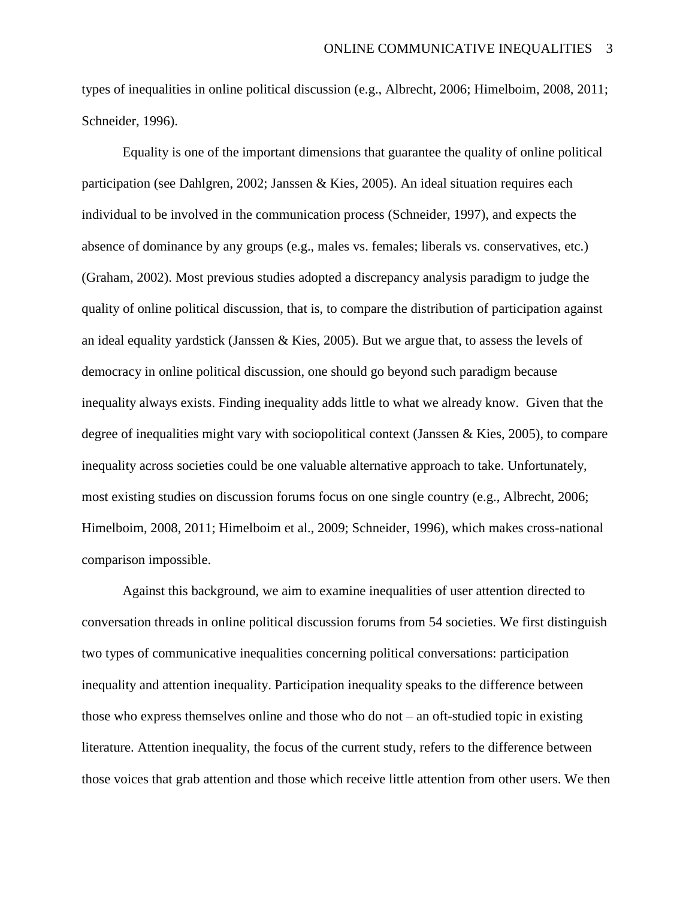types of inequalities in online political discussion (e.g., Albrecht, 2006; Himelboim, 2008, 2011; Schneider, 1996).

Equality is one of the important dimensions that guarantee the quality of online political participation (see Dahlgren, 2002; Janssen & Kies, 2005). An ideal situation requires each individual to be involved in the communication process (Schneider, 1997), and expects the absence of dominance by any groups (e.g., males vs. females; liberals vs. conservatives, etc.) (Graham, 2002). Most previous studies adopted a discrepancy analysis paradigm to judge the quality of online political discussion, that is, to compare the distribution of participation against an ideal equality yardstick (Janssen & Kies, 2005). But we argue that, to assess the levels of democracy in online political discussion, one should go beyond such paradigm because inequality always exists. Finding inequality adds little to what we already know. Given that the degree of inequalities might vary with sociopolitical context (Janssen & Kies, 2005), to compare inequality across societies could be one valuable alternative approach to take. Unfortunately, most existing studies on discussion forums focus on one single country (e.g., Albrecht, 2006; Himelboim, 2008, 2011; Himelboim et al., 2009; Schneider, 1996), which makes cross-national comparison impossible.

Against this background, we aim to examine inequalities of user attention directed to conversation threads in online political discussion forums from 54 societies. We first distinguish two types of communicative inequalities concerning political conversations: participation inequality and attention inequality. Participation inequality speaks to the difference between those who express themselves online and those who do not – an oft-studied topic in existing literature. Attention inequality, the focus of the current study, refers to the difference between those voices that grab attention and those which receive little attention from other users. We then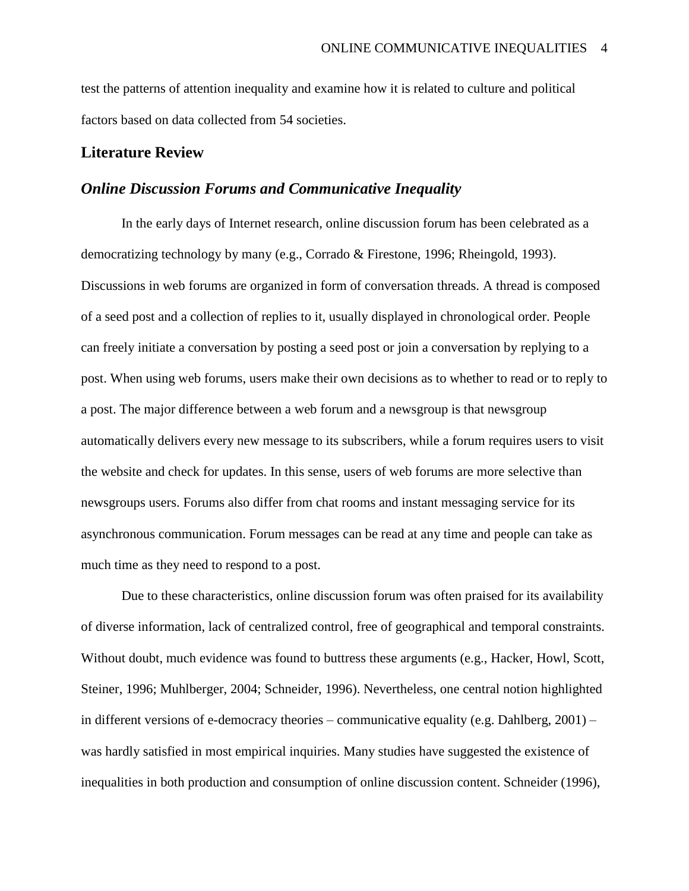test the patterns of attention inequality and examine how it is related to culture and political factors based on data collected from 54 societies.

## Literature Review

### *Online Discussion Forums and Communicative Inequality*

In the early days of Internet research, online discussion forum has been celebrated as a democratizing technology by many (e.g., Corrado & Firestone, 1996; Rheingold, 1993). Discussions in web forums are organized in form of conversation threads. A thread is composed of a seed post and a collection of replies to it, usually displayed in chronological order. People can freely initiate a conversation by posting a seed post or join a conversation by replying to a post. When using web forums, users make their own decisions as to whether to read or to reply to a post. The major difference between a web forum and a newsgroup is that newsgroup automatically delivers every new message to its subscribers, while a forum requires users to visit the website and check for updates. In this sense, users of web forums are more selective than newsgroups users. Forums also differ from chat rooms and instant messaging service for its asynchronous communication. Forum messages can be read at any time and people can take as much time as they need to respond to a post.

Due to these characteristics, online discussion forum was often praised for its availability of diverse information, lack of centralized control, free of geographical and temporal constraints. Without doubt, much evidence was found to buttress these arguments (e.g., Hacker, Howl, Scott, Steiner, 1996; Muhlberger, 2004; Schneider, 1996). Nevertheless, one central notion highlighted in different versions of e-democracy theories – communicative equality (e.g. Dahlberg, 2001) – was hardly satisfied in most empirical inquiries. Many studies have suggested the existence of inequalities in both production and consumption of online discussion content. Schneider (1996),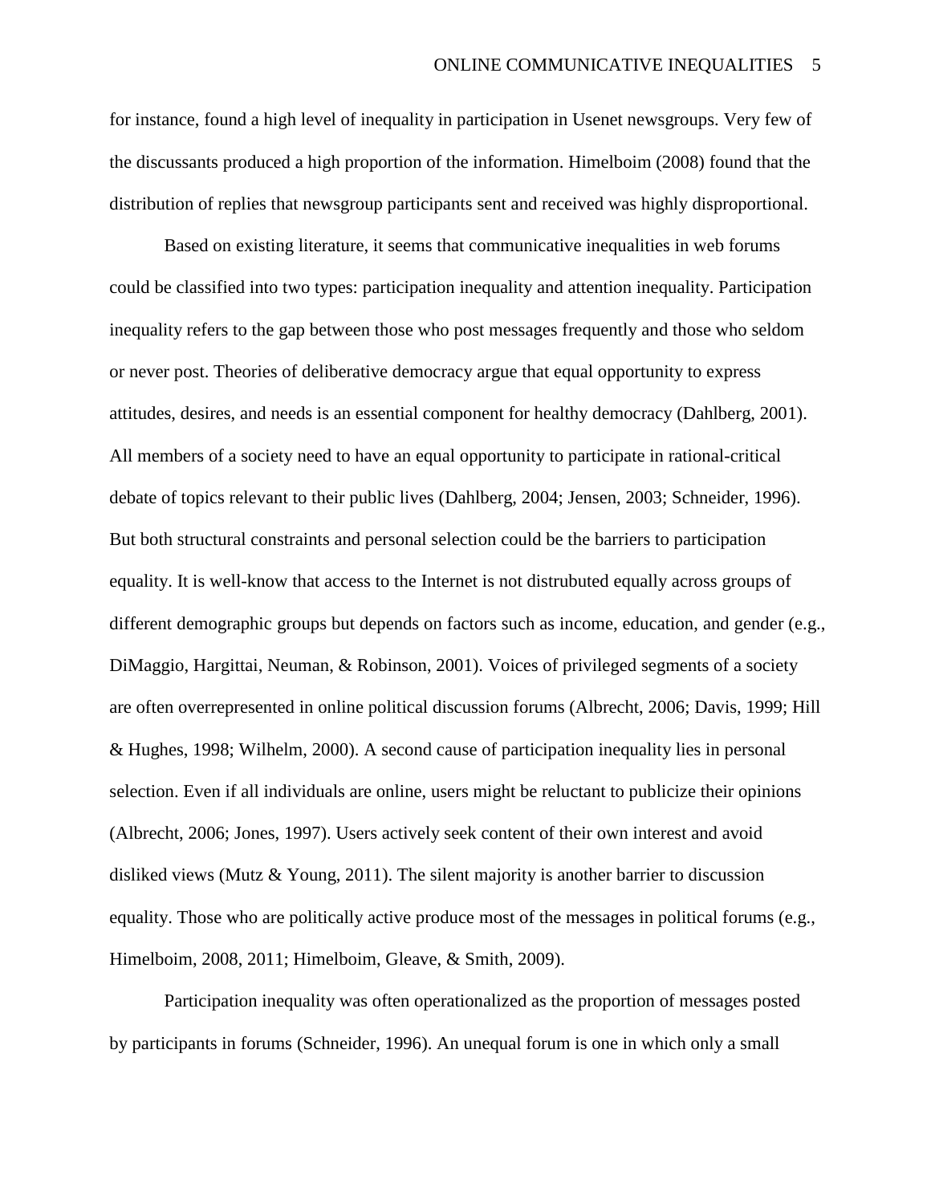for instance, found a high level of inequality in participation in Usenet newsgroups. Very few of the discussants produced a high proportion of the information. Himelboim (2008) found that the distribution of replies that newsgroup participants sent and received was highly disproportional.

Based on existing literature, it seems that communicative inequalities in web forums could be classified into two types: participation inequality and attention inequality. Participation inequality refers to the gap between those who post messages frequently and those who seldom or never post. Theories of deliberative democracy argue that equal opportunity to express attitudes, desires, and needs is an essential component for healthy democracy (Dahlberg, 2001). All members of a society need to have an equal opportunity to participate in rational-critical debate of topics relevant to their public lives (Dahlberg, 2004; Jensen, 2003; Schneider, 1996). But both structural constraints and personal selection could be the barriers to participation equality. It is well-know that access to the Internet is not distrubuted equally across groups of different demographic groups but depends on factors such as income, education, and gender (e.g., DiMaggio, Hargittai, Neuman, & Robinson, 2001). Voices of privileged segments of a society are often overrepresented in online political discussion forums (Albrecht, 2006; Davis, 1999; Hill & Hughes, 1998; Wilhelm, 2000). A second cause of participation inequality lies in personal selection. Even if all individuals are online, users might be reluctant to publicize their opinions (Albrecht, 2006; Jones, 1997). Users actively seek content of their own interest and avoid disliked views (Mutz & Young, 2011). The silent majority is another barrier to discussion equality. Those who are politically active produce most of the messages in political forums (e.g., Himelboim, 2008, 2011; Himelboim, Gleave, & Smith, 2009).

Participation inequality was often operationalized as the proportion of messages posted by participants in forums (Schneider, 1996). An unequal forum is one in which only a small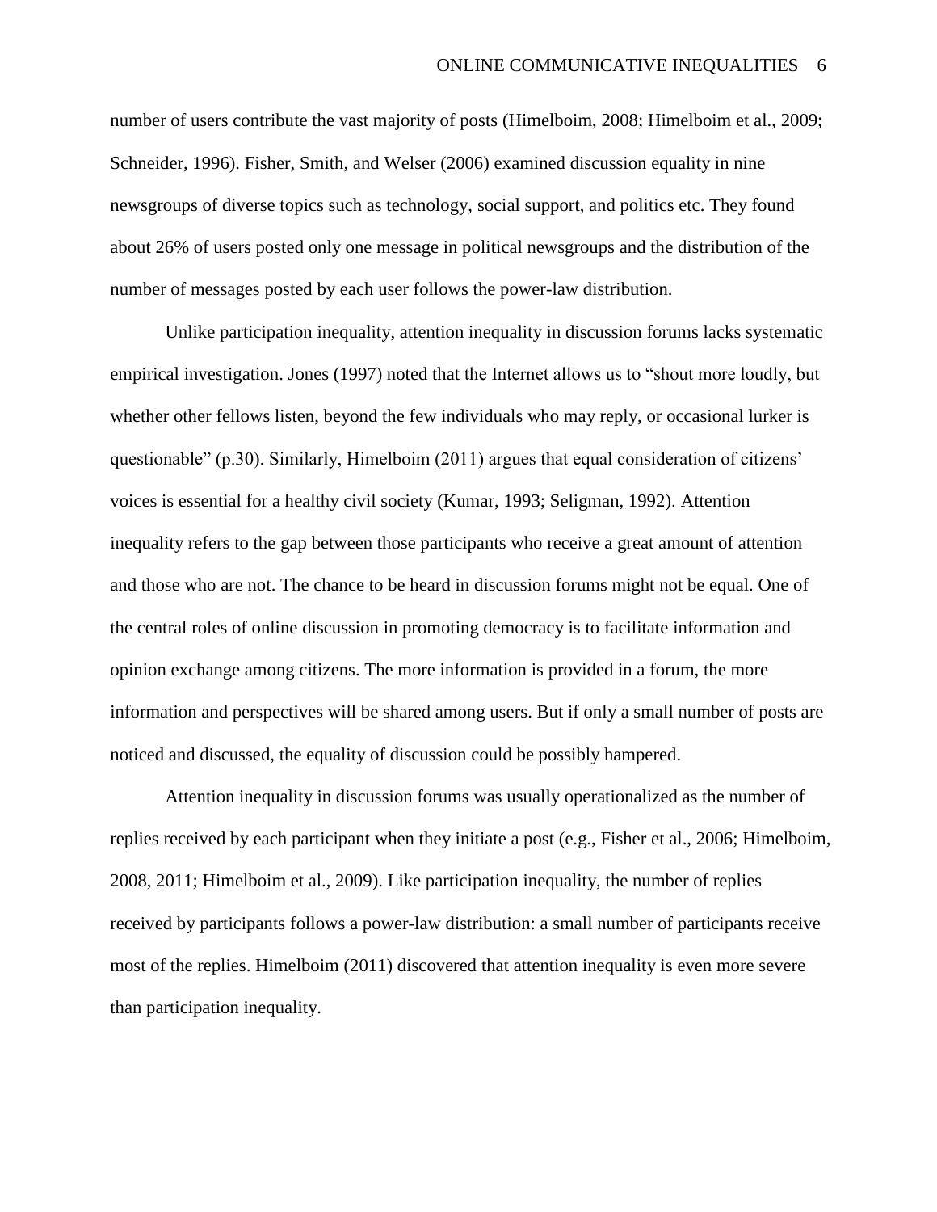number of users contribute the vast majority of posts (Himelboim, 2008; Himelboim et al., 2009; Schneider, 1996). Fisher, Smith, and Welser (2006) examined discussion equality in nine newsgroups of diverse topics such as technology, social support, and politics etc. They found about 26% of users posted only one message in political newsgroups and the distribution of the number of messages posted by each user follows the power-law distribution.

Unlike participation inequality, attention inequality in discussion forums lacks systematic empirical investigation. Jones (1997) noted that the Internet allows us to "shout more loudly, but whether other fellows listen, beyond the few individuals who may reply, or occasional lurker is questionable" (p.30). Similarly, Himelboim (2011) argues that equal consideration of citizens' voices is essential for a healthy civil society (Kumar, 1993; Seligman, 1992). Attention inequality refers to the gap between those participants who receive a great amount of attention and those who are not. The chance to be heard in discussion forums might not be equal. One of the central roles of online discussion in promoting democracy is to facilitate information and opinion exchange among citizens. The more information is provided in a forum, the more information and perspectives will be shared among users. But if only a small number of posts are noticed and discussed, the equality of discussion could be possibly hampered.

Attention inequality in discussion forums was usually operationalized as the number of replies received by each participant when they initiate a post (e.g., Fisher et al., 2006; Himelboim, 2008, 2011; Himelboim et al., 2009). Like participation inequality, the number of replies received by participants follows a power-law distribution: a small number of participants receive most of the replies. Himelboim (2011) discovered that attention inequality is even more severe than participation inequality.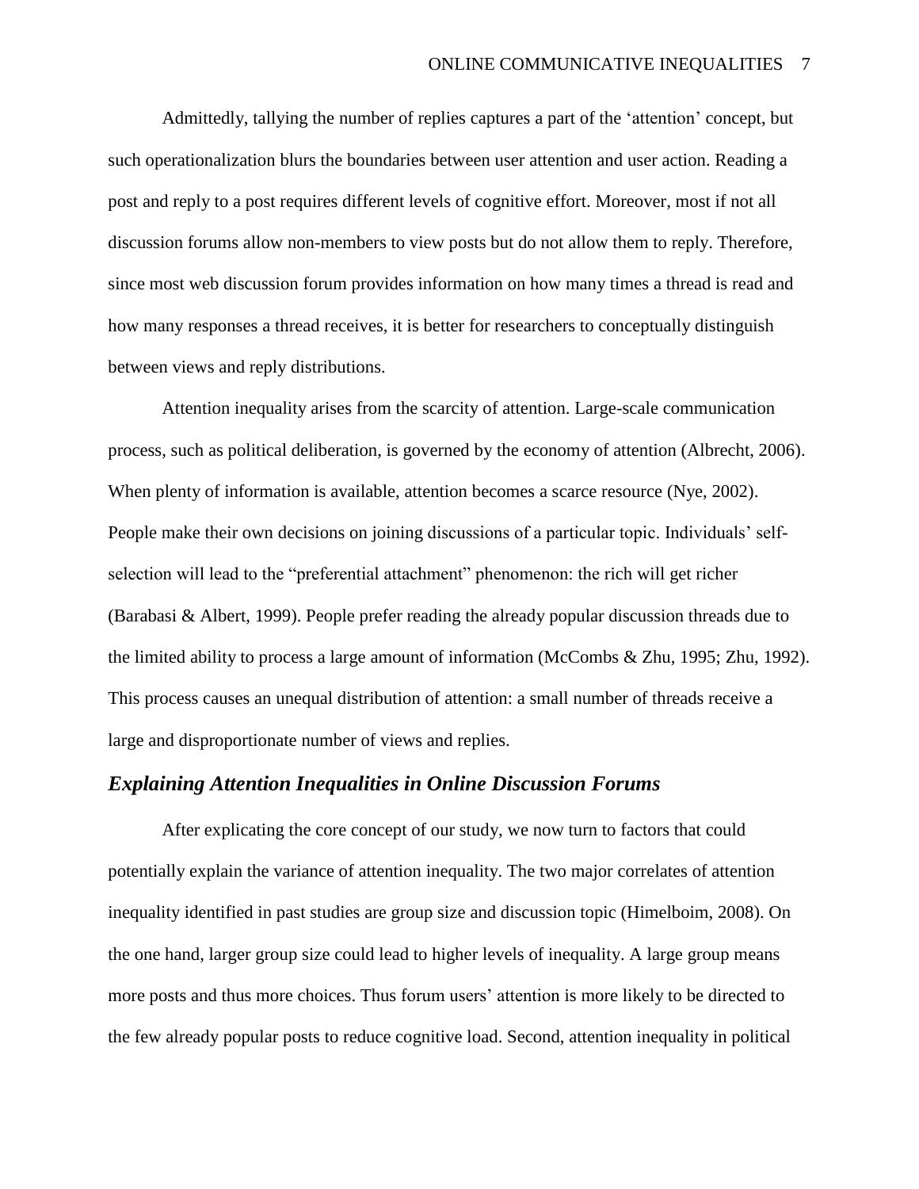Admittedly, tallying the number of replies captures a part of the 'attention' concept, but such operationalization blurs the boundaries between user attention and user action. Reading a post and reply to a post requires different levels of cognitive effort. Moreover, most if not all discussion forums allow non-members to view posts but do not allow them to reply. Therefore, since most web discussion forum provides information on how many times a thread is read and how many responses a thread receives, it is better for researchers to conceptually distinguish between views and reply distributions.

Attention inequality arises from the scarcity of attention. Large-scale communication process, such as political deliberation, is governed by the economy of attention (Albrecht, 2006). When plenty of information is available, attention becomes a scarce resource (Nye, 2002). People make their own decisions on joining discussions of a particular topic. Individuals' self-selection will lead to the "preferential attachment" phenomenon: the rich will get richer (Barabasi & Albert, 1999). People prefer reading the already popular discussion threads due to the limited ability to process a large amount of information (McCombs & Zhu, 1995; Zhu, 1992). This process causes an unequal distribution of attention: a small number of threads receive a large and disproportionate number of views and replies.

### *Explaining Attention Inequalities in Online Discussion Forums*

After explicating the core concept of our study, we now turn to factors that could potentially explain the variance of attention inequality. The two major correlates of attention inequality identified in past studies are group size and discussion topic (Himelboim, 2008). On the one hand, larger group size could lead to higher levels of inequality. A large group means more posts and thus more choices. Thus forum users' attention is more likely to be directed to the few already popular posts to reduce cognitive load. Second, attention inequality in political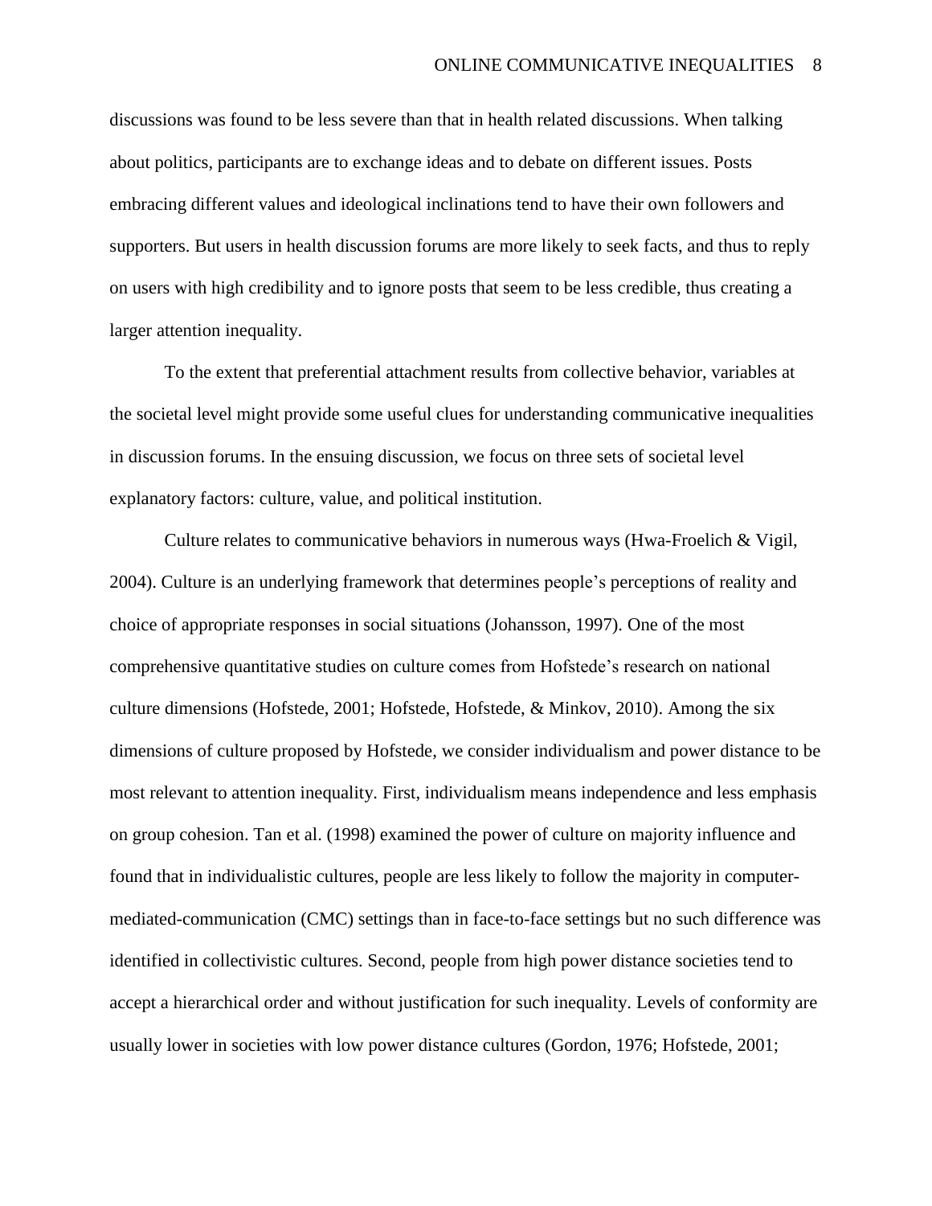discussions was found to be less severe than that in health related discussions. When talking about politics, participants are to exchange ideas and to debate on different issues. Posts embracing different values and ideological inclinations tend to have their own followers and supporters. But users in health discussion forums are more likely to seek facts, and thus to reply on users with high credibility and to ignore posts that seem to be less credible, thus creating a larger attention inequality.

To the extent that preferential attachment results from collective behavior, variables at the societal level might provide some useful clues for understanding communicative inequalities in discussion forums. In the ensuing discussion, we focus on three sets of societal level explanatory factors: culture, value, and political institution.

Culture relates to communicative behaviors in numerous ways (Hwa-Froelich & Vigil, 2004). Culture is an underlying framework that determines people's perceptions of reality and choice of appropriate responses in social situations (Johansson, 1997). One of the most comprehensive quantitative studies on culture comes from Hofstede's research on national culture dimensions (Hofstede, 2001; Hofstede, Hofstede, & Minkov, 2010). Among the six dimensions of culture proposed by Hofstede, we consider individualism and power distance to be most relevant to attention inequality. First, individualism means independence and less emphasis on group cohesion. Tan et al. (1998) examined the power of culture on majority influence and found that in individualistic cultures, people are less likely to follow the majority in computer-mediated-communication (CMC) settings than in face-to-face settings but no such difference was identified in collectivistic cultures. Second, people from high power distance societies tend to accept a hierarchical order and without justification for such inequality. Levels of conformity are usually lower in societies with low power distance cultures (Gordon, 1976; Hofstede, 2001;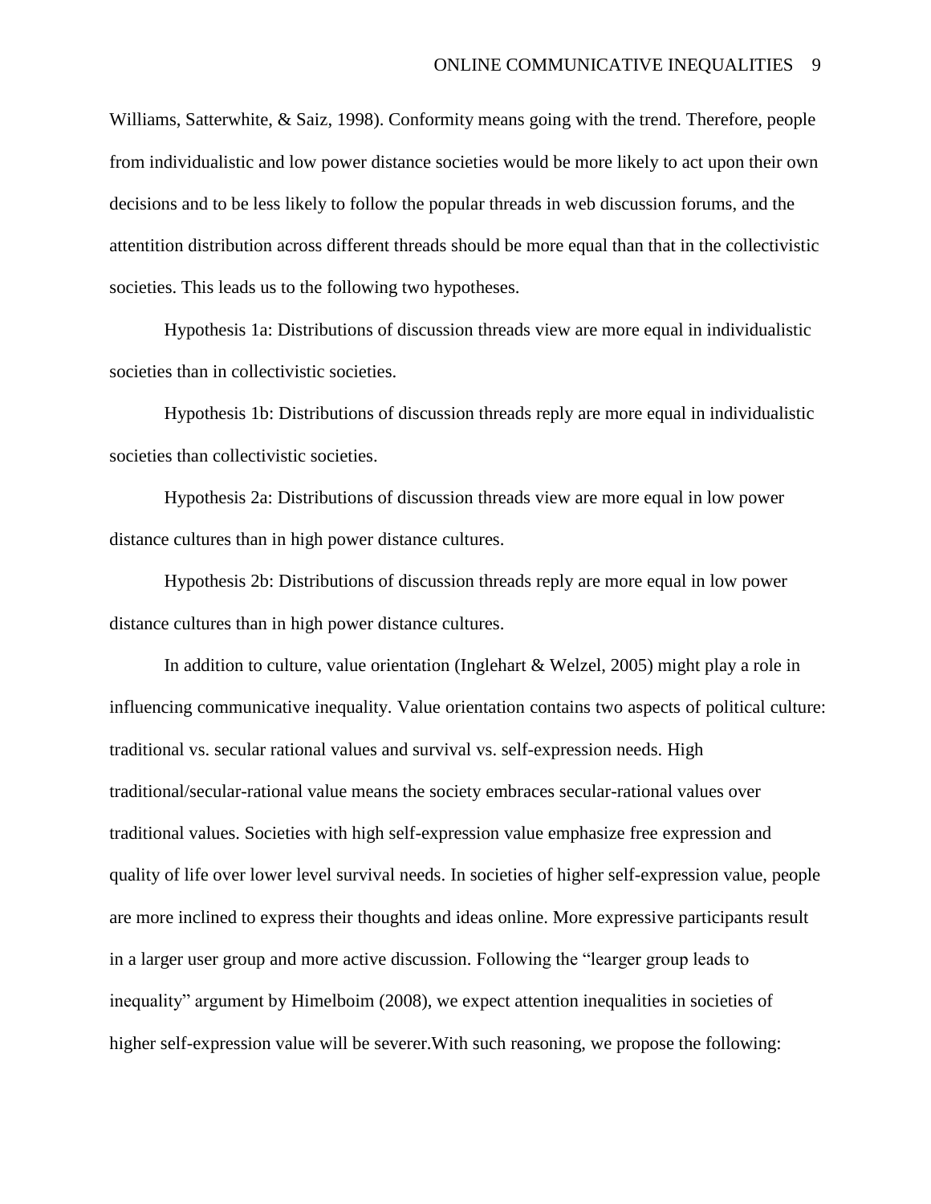Williams, Satterwhite, & Saiz, 1998). Conformity means going with the trend. Therefore, people from individualistic and low power distance societies would be more likely to act upon their own decisions and to be less likely to follow the popular threads in web discussion forums, and the attentition distribution across different threads should be more equal than that in the collectivistic societies. This leads us to the following two hypotheses.

Hypothesis 1a: Distributions of discussion threads view are more equal in individualistic societies than in collectivistic societies.

Hypothesis 1b: Distributions of discussion threads reply are more equal in individualistic societies than collectivistic societies.

Hypothesis 2a: Distributions of discussion threads view are more equal in low power distance cultures than in high power distance cultures.

Hypothesis 2b: Distributions of discussion threads reply are more equal in low power distance cultures than in high power distance cultures.

In addition to culture, value orientation (Inglehart & Welzel, 2005) might play a role in influencing communicative inequality. Value orientation contains two aspects of political culture: traditional vs. secular rational values and survival vs. self-expression needs. High traditional/secular-rational value means the society embraces secular-rational values over traditional values. Societies with high self-expression value emphasize free expression and quality of life over lower level survival needs. In societies of higher self-expression value, people are more inclined to express their thoughts and ideas online. More expressive participants result in a larger user group and more active discussion. Following the "learger group leads to inequality" argument by Himelboim (2008), we expect attention inequalities in societies of higher self-expression value will be severer.With such reasoning, we propose the following: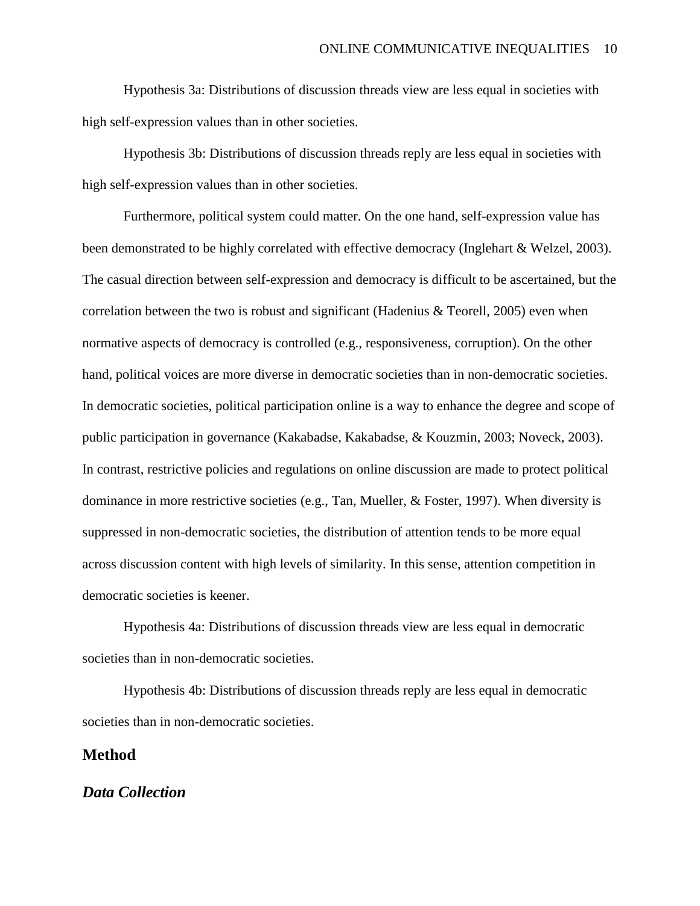Hypothesis 3a: Distributions of discussion threads view are less equal in societies with high self-expression values than in other societies.

Hypothesis 3b: Distributions of discussion threads reply are less equal in societies with high self-expression values than in other societies.

Furthermore, political system could matter. On the one hand, self-expression value has been demonstrated to be highly correlated with effective democracy (Inglehart & Welzel, 2003). The casual direction between self-expression and democracy is difficult to be ascertained, but the correlation between the two is robust and significant (Hadenius & Teorell, 2005) even when normative aspects of democracy is controlled (e.g., responsiveness, corruption). On the other hand, political voices are more diverse in democratic societies than in non-democratic societies. In democratic societies, political participation online is a way to enhance the degree and scope of public participation in governance (Kakabadse, Kakabadse, & Kouzmin, 2003; Noveck, 2003). In contrast, restrictive policies and regulations on online discussion are made to protect political dominance in more restrictive societies (e.g., Tan, Mueller, & Foster, 1997). When diversity is suppressed in non-democratic societies, the distribution of attention tends to be more equal across discussion content with high levels of similarity. In this sense, attention competition in democratic societies is keener.

Hypothesis 4a: Distributions of discussion threads view are less equal in democratic societies than in non-democratic societies.

Hypothesis 4b: Distributions of discussion threads reply are less equal in democratic societies than in non-democratic societies.

## Method

### *Data Collection*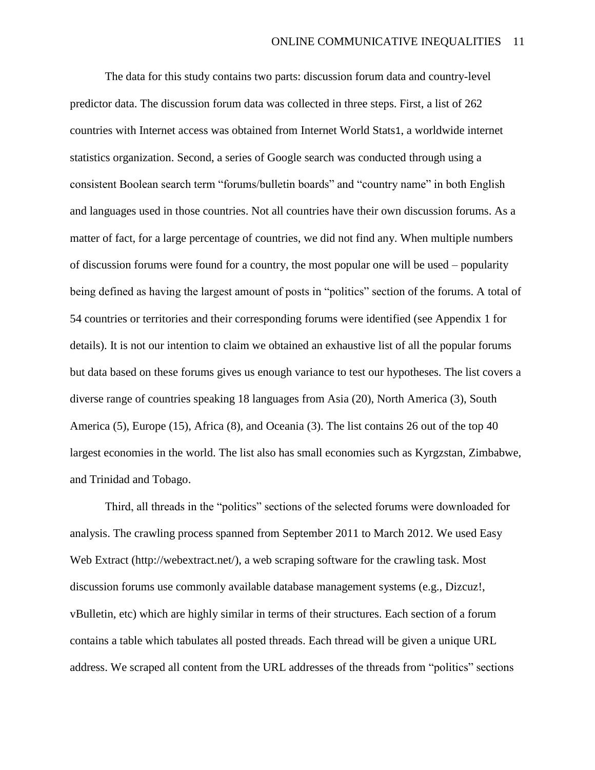The data for this study contains two parts: discussion forum data and country-level predictor data. The discussion forum data was collected in three steps. First, a list of 262 countries with Internet access was obtained from Internet World Stats1, a worldwide internet statistics organization. Second, a series of Google search was conducted through using a consistent Boolean search term "forums/bulletin boards" and "country name" in both English and languages used in those countries. Not all countries have their own discussion forums. As a matter of fact, for a large percentage of countries, we did not find any. When multiple numbers of discussion forums were found for a country, the most popular one will be used – popularity being defined as having the largest amount of posts in "politics" section of the forums. A total of 54 countries or territories and their corresponding forums were identified (see Appendix 1 for details). It is not our intention to claim we obtained an exhaustive list of all the popular forums but data based on these forums gives us enough variance to test our hypotheses. The list covers a diverse range of countries speaking 18 languages from Asia (20), North America (3), South America (5), Europe (15), Africa (8), and Oceania (3). The list contains 26 out of the top 40 largest economies in the world. The list also has small economies such as Kyrgzstan, Zimbabwe, and Trinidad and Tobago.

Third, all threads in the "politics" sections of the selected forums were downloaded for analysis. The crawling process spanned from September 2011 to March 2012. We used Easy Web Extract (http://webextract.net/), a web scraping software for the crawling task. Most discussion forums use commonly available database management systems (e.g., Dizcuz!, vBulletin, etc) which are highly similar in terms of their structures. Each section of a forum contains a table which tabulates all posted threads. Each thread will be given a unique URL address. We scraped all content from the URL addresses of the threads from "politics" sections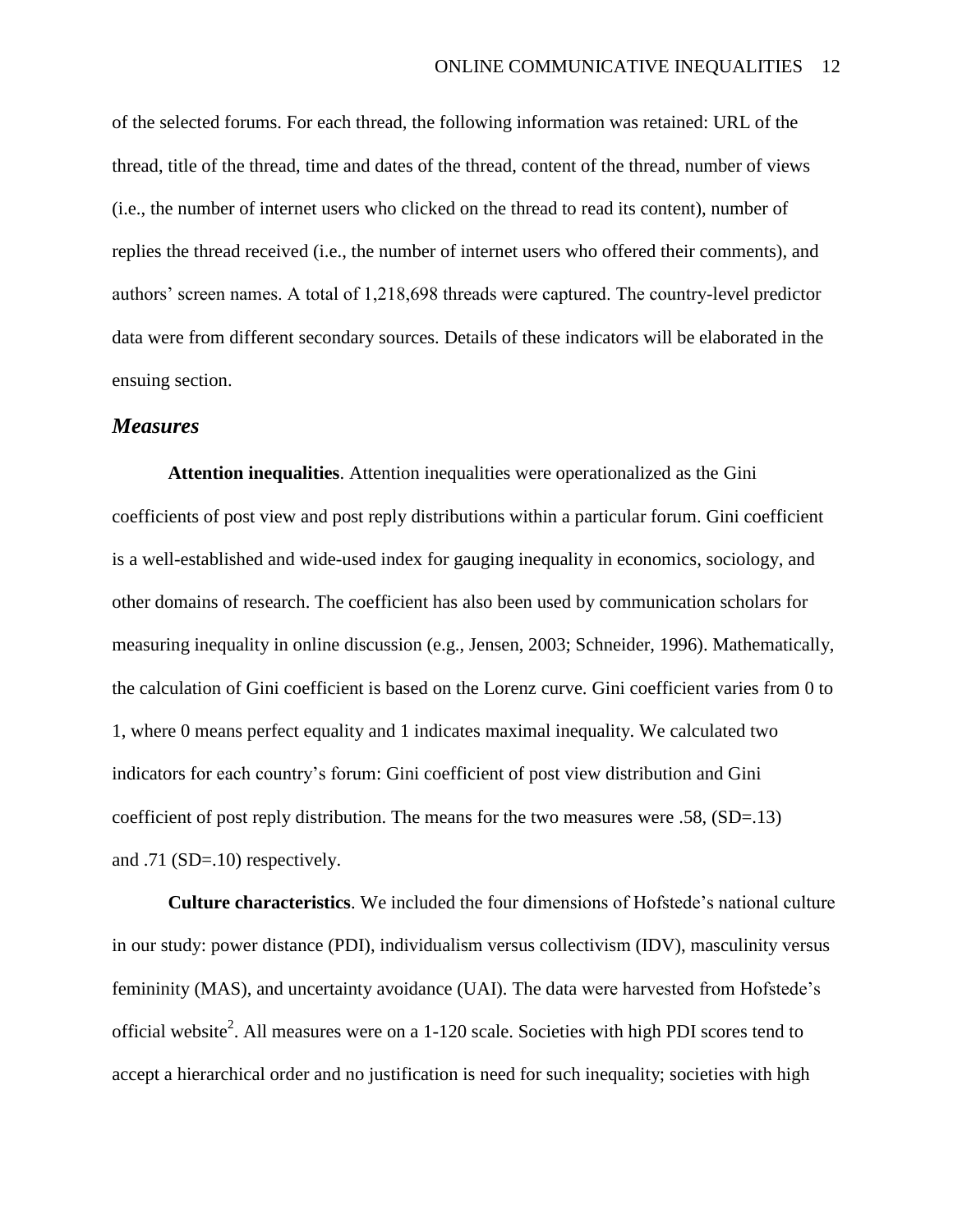of the selected forums. For each thread, the following information was retained: URL of the thread, title of the thread, time and dates of the thread, content of the thread, number of views (i.e., the number of internet users who clicked on the thread to read its content), number of replies the thread received (i.e., the number of internet users who offered their comments), and authors' screen names. A total of 1,218,698 threads were captured. The country-level predictor data were from different secondary sources. Details of these indicators will be elaborated in the ensuing section.

### *Measures*

**Attention inequalities**. Attention inequalities were operationalized as the Gini coefficients of post view and post reply distributions within a particular forum. Gini coefficient is a well-established and wide-used index for gauging inequality in economics, sociology, and other domains of research. The coefficient has also been used by communication scholars for measuring inequality in online discussion (e.g., Jensen, 2003; Schneider, 1996). Mathematically, the calculation of Gini coefficient is based on the Lorenz curve. Gini coefficient varies from 0 to 1, where 0 means perfect equality and 1 indicates maximal inequality. We calculated two indicators for each country's forum: Gini coefficient of post view distribution and Gini coefficient of post reply distribution. The means for the two measures were .58, (SD=.13) and .71 (SD=.10) respectively.

**Culture characteristics**. We included the four dimensions of Hofstede's national culture in our study: power distance (PDI), individualism versus collectivism (IDV), masculinity versus femininity (MAS), and uncertainty avoidance (UAI). The data were harvested from Hofstede's official website[2]. All measures were on a 1-120 scale. Societies with high PDI scores tend to accept a hierarchical order and no justification is need for such inequality; societies with high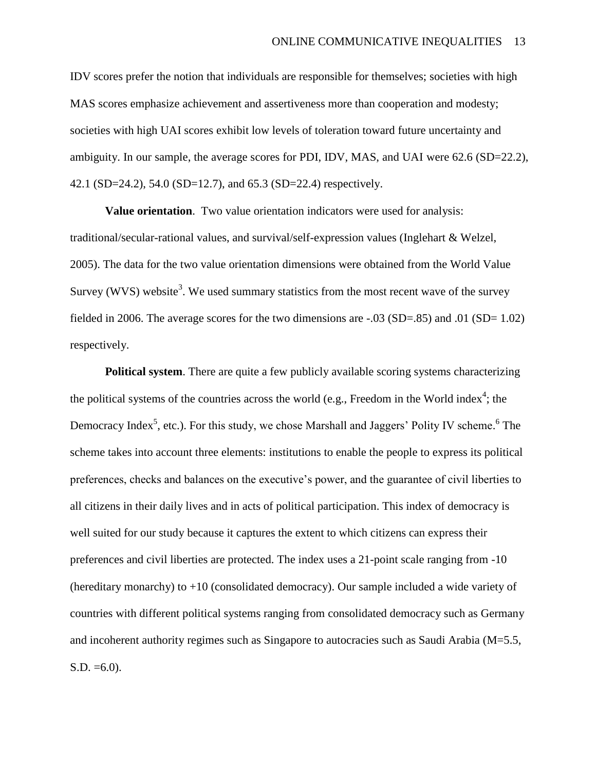IDV scores prefer the notion that individuals are responsible for themselves; societies with high MAS scores emphasize achievement and assertiveness more than cooperation and modesty; societies with high UAI scores exhibit low levels of toleration toward future uncertainty and ambiguity. In our sample, the average scores for PDI, IDV, MAS, and UAI were 62.6 (SD=22.2), 42.1 (SD=24.2), 54.0 (SD=12.7), and 65.3 (SD=22.4) respectively.

**Value orientation**. Two value orientation indicators were used for analysis: traditional/secular-rational values, and survival/self-expression values (Inglehart & Welzel, 2005). The data for the two value orientation dimensions were obtained from the World Value Survey (WVS) website[3]. We used summary statistics from the most recent wave of the survey fielded in 2006. The average scores for the two dimensions are -.03 (SD=.85) and .01 (SD= 1.02) respectively.

**Political system**. There are quite a few publicly available scoring systems characterizing the political systems of the countries across the world (e.g., Freedom in the World index[4]; the Democracy Index[5], etc.). For this study, we chose Marshall and Jaggers' Polity IV scheme.[6] The scheme takes into account three elements: institutions to enable the people to express its political preferences, checks and balances on the executive's power, and the guarantee of civil liberties to all citizens in their daily lives and in acts of political participation. This index of democracy is well suited for our study because it captures the extent to which citizens can express their preferences and civil liberties are protected. The index uses a 21-point scale ranging from -10 (hereditary monarchy) to +10 (consolidated democracy). Our sample included a wide variety of countries with different political systems ranging from consolidated democracy such as Germany and incoherent authority regimes such as Singapore to autocracies such as Saudi Arabia (M=5.5, S.D. =6.0).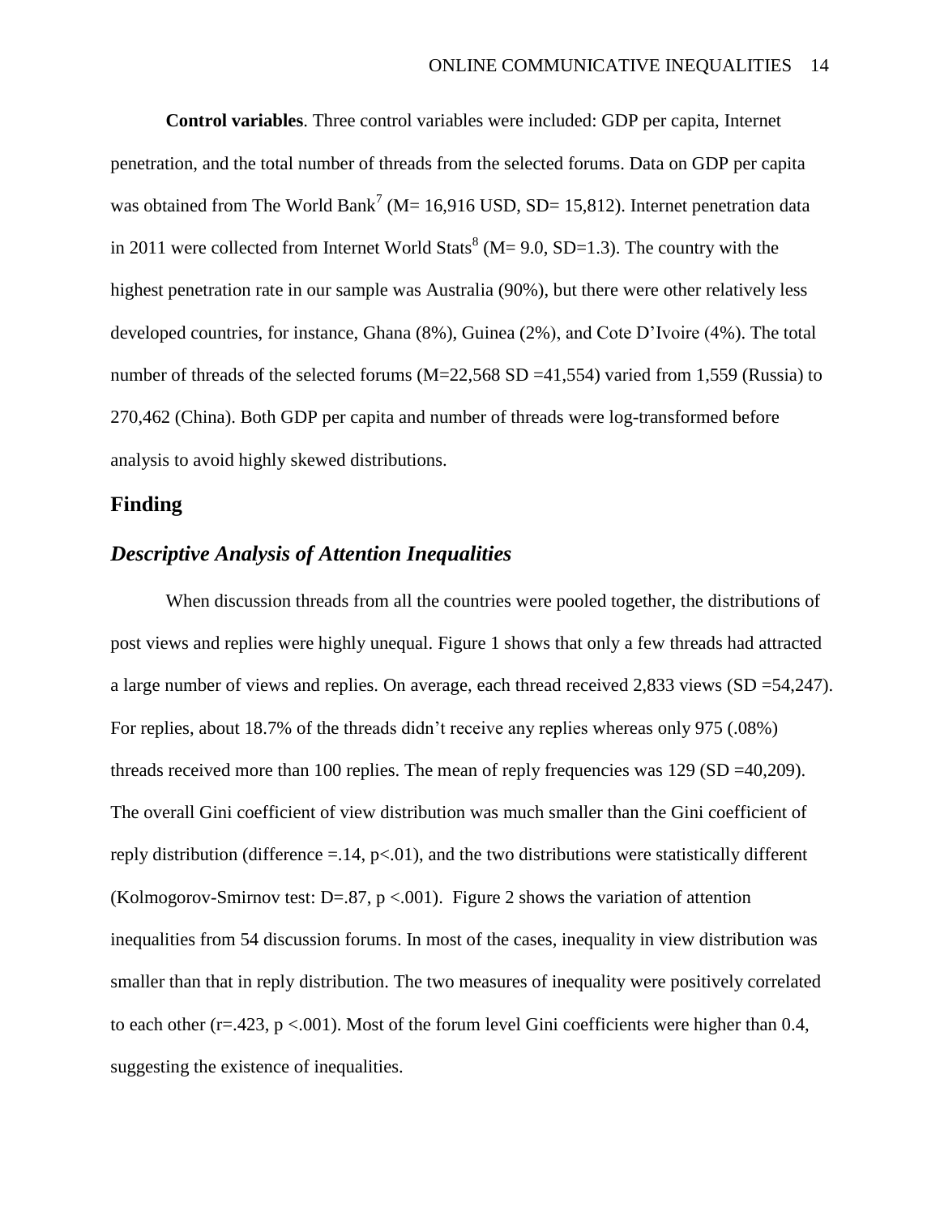**Control variables**. Three control variables were included: GDP per capita, Internet penetration, and the total number of threads from the selected forums. Data on GDP per capita was obtained from The World Bank[7] (M= 16,916 USD, SD= 15,812). Internet penetration data in 2011 were collected from Internet World Stats[8] (M= 9.0, SD=1.3). The country with the highest penetration rate in our sample was Australia (90%), but there were other relatively less developed countries, for instance, Ghana (8%), Guinea (2%), and Cote D'Ivoire (4%). The total number of threads of the selected forums (M=22,568 SD =41,554) varied from 1,559 (Russia) to 270,462 (China). Both GDP per capita and number of threads were log-transformed before analysis to avoid highly skewed distributions.

## Finding

### *Descriptive Analysis of Attention Inequalities*

When discussion threads from all the countries were pooled together, the distributions of post views and replies were highly unequal. Figure 1 shows that only a few threads had attracted a large number of views and replies. On average, each thread received 2,833 views (SD =54,247). For replies, about 18.7% of the threads didn't receive any replies whereas only 975 (.08%) threads received more than 100 replies. The mean of reply frequencies was 129 (SD =40,209). The overall Gini coefficient of view distribution was much smaller than the Gini coefficient of reply distribution (difference =.14, $p<.01$), and the two distributions were statistically different (Kolmogorov-Smirnov test: D=.87, $p <.001$). Figure 2 shows the variation of attention inequalities from 54 discussion forums. In most of the cases, inequality in view distribution was smaller than that in reply distribution. The two measures of inequality were positively correlated to each other (r=.423, $p <.001$). Most of the forum level Gini coefficients were higher than 0.4, suggesting the existence of inequalities.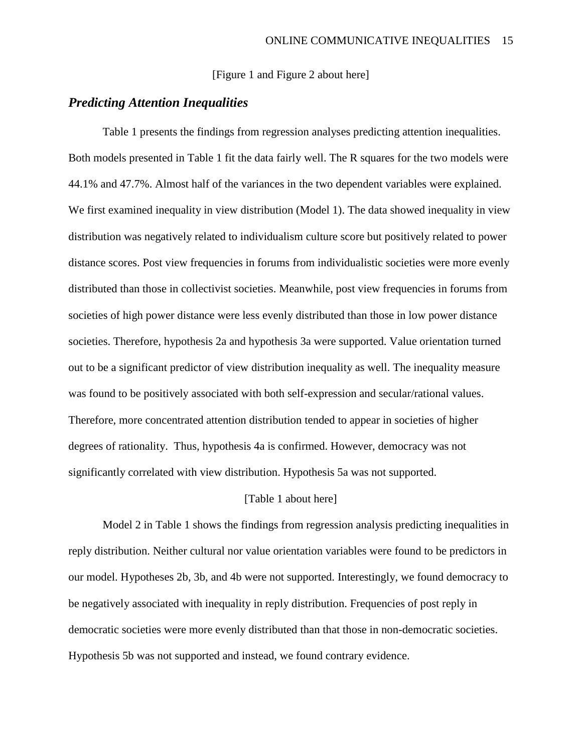[Figure 1 and Figure 2 about here]

### *Predicting Attention Inequalities*

Table 1 presents the findings from regression analyses predicting attention inequalities. Both models presented in Table 1 fit the data fairly well. The R squares for the two models were 44.1% and 47.7%. Almost half of the variances in the two dependent variables were explained. We first examined inequality in view distribution (Model 1). The data showed inequality in view distribution was negatively related to individualism culture score but positively related to power distance scores. Post view frequencies in forums from individualistic societies were more evenly distributed than those in collectivist societies. Meanwhile, post view frequencies in forums from societies of high power distance were less evenly distributed than those in low power distance societies. Therefore, hypothesis 2a and hypothesis 3a were supported. Value orientation turned out to be a significant predictor of view distribution inequality as well. The inequality measure was found to be positively associated with both self-expression and secular/rational values. Therefore, more concentrated attention distribution tended to appear in societies of higher degrees of rationality.  Thus, hypothesis 4a is confirmed. However, democracy was not significantly correlated with view distribution. Hypothesis 5a was not supported.

[Table 1 about here]

Model 2 in Table 1 shows the findings from regression analysis predicting inequalities in reply distribution. Neither cultural nor value orientation variables were found to be predictors in our model. Hypotheses 2b, 3b, and 4b were not supported. Interestingly, we found democracy to be negatively associated with inequality in reply distribution. Frequencies of post reply in democratic societies were more evenly distributed than that those in non-democratic societies. Hypothesis 5b was not supported and instead, we found contrary evidence.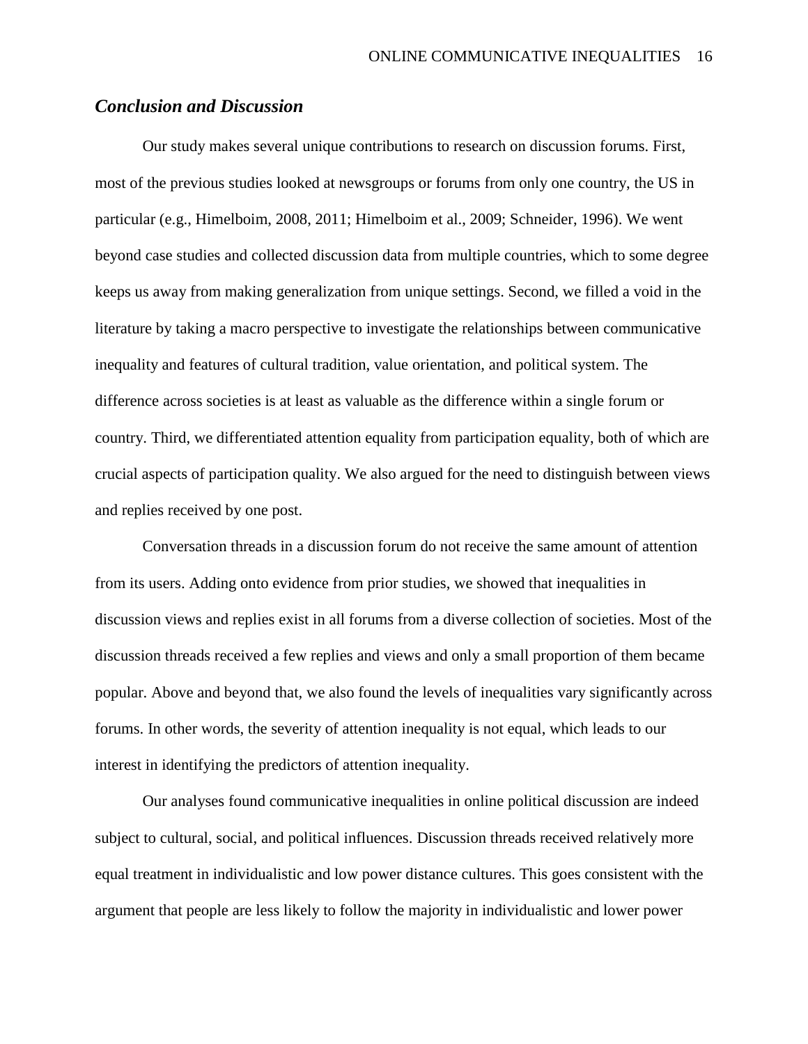## *Conclusion and Discussion*

Our study makes several unique contributions to research on discussion forums. First, most of the previous studies looked at newsgroups or forums from only one country, the US in particular (e.g., Himelboim, 2008, 2011; Himelboim et al., 2009; Schneider, 1996). We went beyond case studies and collected discussion data from multiple countries, which to some degree keeps us away from making generalization from unique settings. Second, we filled a void in the literature by taking a macro perspective to investigate the relationships between communicative inequality and features of cultural tradition, value orientation, and political system. The difference across societies is at least as valuable as the difference within a single forum or country. Third, we differentiated attention equality from participation equality, both of which are crucial aspects of participation quality. We also argued for the need to distinguish between views and replies received by one post.

Conversation threads in a discussion forum do not receive the same amount of attention from its users. Adding onto evidence from prior studies, we showed that inequalities in discussion views and replies exist in all forums from a diverse collection of societies. Most of the discussion threads received a few replies and views and only a small proportion of them became popular. Above and beyond that, we also found the levels of inequalities vary significantly across forums. In other words, the severity of attention inequality is not equal, which leads to our interest in identifying the predictors of attention inequality.

Our analyses found communicative inequalities in online political discussion are indeed subject to cultural, social, and political influences. Discussion threads received relatively more equal treatment in individualistic and low power distance cultures. This goes consistent with the argument that people are less likely to follow the majority in individualistic and lower power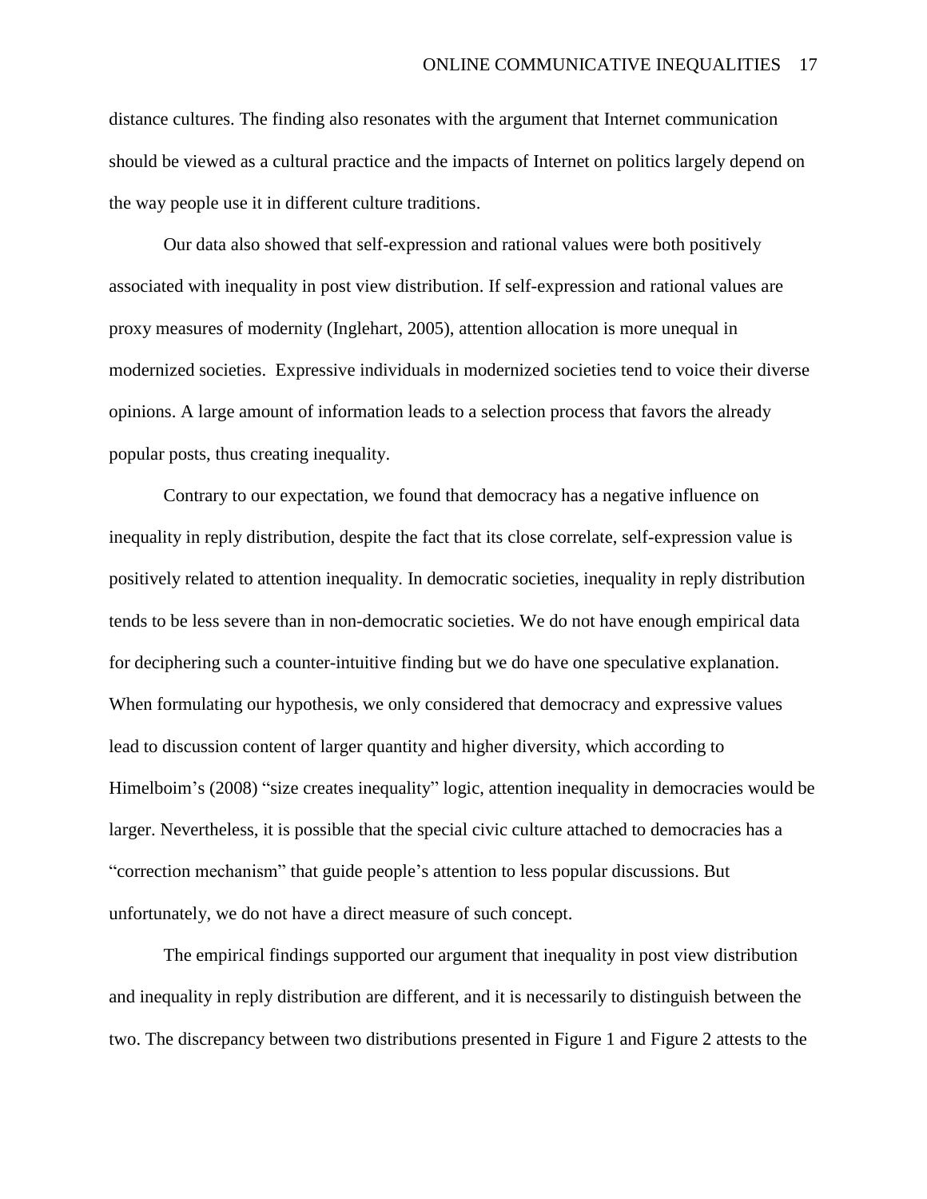distance cultures. The finding also resonates with the argument that Internet communication should be viewed as a cultural practice and the impacts of Internet on politics largely depend on the way people use it in different culture traditions.

Our data also showed that self-expression and rational values were both positively associated with inequality in post view distribution. If self-expression and rational values are proxy measures of modernity (Inglehart, 2005), attention allocation is more unequal in modernized societies. Expressive individuals in modernized societies tend to voice their diverse opinions. A large amount of information leads to a selection process that favors the already popular posts, thus creating inequality.

Contrary to our expectation, we found that democracy has a negative influence on inequality in reply distribution, despite the fact that its close correlate, self-expression value is positively related to attention inequality. In democratic societies, inequality in reply distribution tends to be less severe than in non-democratic societies. We do not have enough empirical data for deciphering such a counter-intuitive finding but we do have one speculative explanation. When formulating our hypothesis, we only considered that democracy and expressive values lead to discussion content of larger quantity and higher diversity, which according to Himelboim's (2008) "size creates inequality" logic, attention inequality in democracies would be larger. Nevertheless, it is possible that the special civic culture attached to democracies has a "correction mechanism" that guide people's attention to less popular discussions. But unfortunately, we do not have a direct measure of such concept.

The empirical findings supported our argument that inequality in post view distribution and inequality in reply distribution are different, and it is necessarily to distinguish between the two. The discrepancy between two distributions presented in Figure 1 and Figure 2 attests to the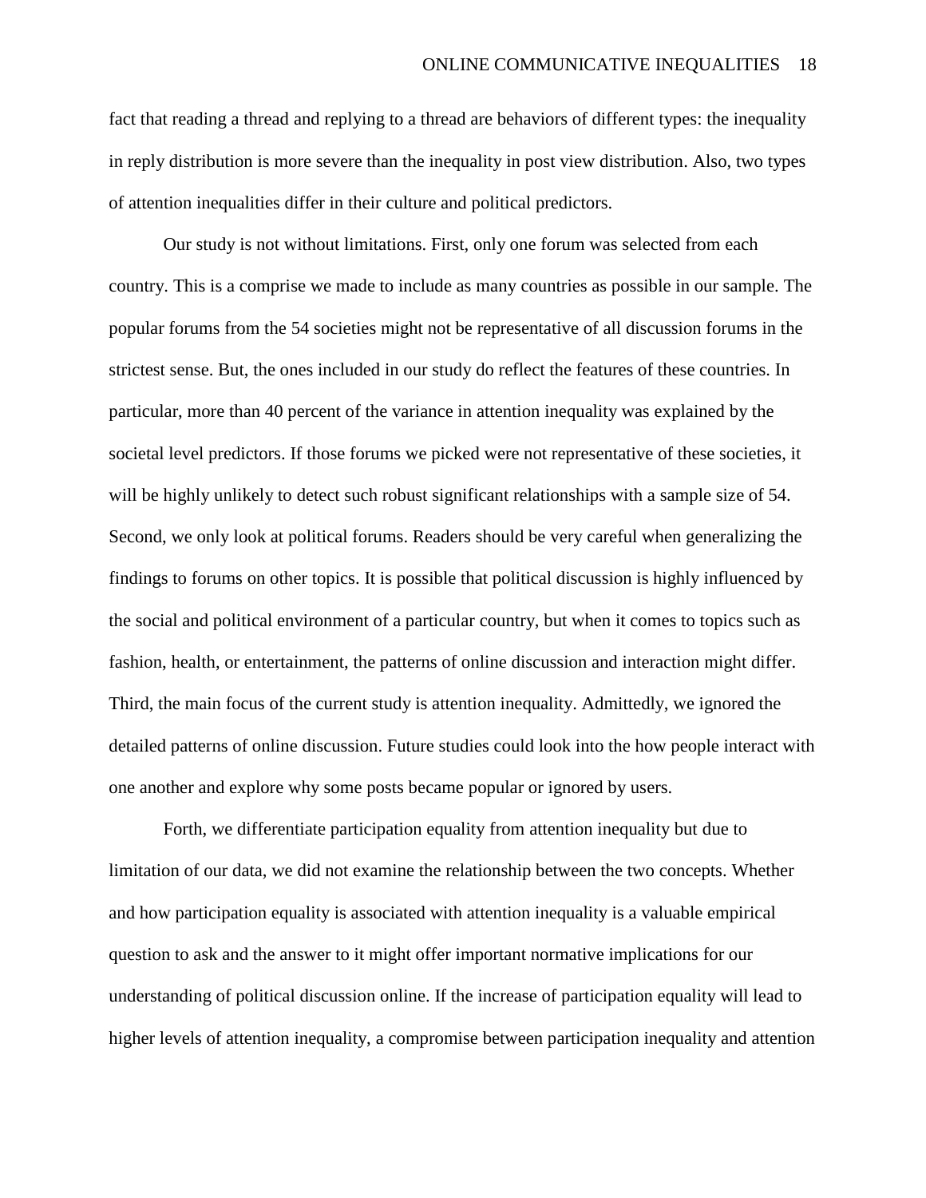fact that reading a thread and replying to a thread are behaviors of different types: the inequality in reply distribution is more severe than the inequality in post view distribution. Also, two types of attention inequalities differ in their culture and political predictors.

Our study is not without limitations. First, only one forum was selected from each country. This is a comprise we made to include as many countries as possible in our sample. The popular forums from the 54 societies might not be representative of all discussion forums in the strictest sense. But, the ones included in our study do reflect the features of these countries. In particular, more than 40 percent of the variance in attention inequality was explained by the societal level predictors. If those forums we picked were not representative of these societies, it will be highly unlikely to detect such robust significant relationships with a sample size of 54. Second, we only look at political forums. Readers should be very careful when generalizing the findings to forums on other topics. It is possible that political discussion is highly influenced by the social and political environment of a particular country, but when it comes to topics such as fashion, health, or entertainment, the patterns of online discussion and interaction might differ. Third, the main focus of the current study is attention inequality. Admittedly, we ignored the detailed patterns of online discussion. Future studies could look into the how people interact with one another and explore why some posts became popular or ignored by users.

Forth, we differentiate participation equality from attention inequality but due to limitation of our data, we did not examine the relationship between the two concepts. Whether and how participation equality is associated with attention inequality is a valuable empirical question to ask and the answer to it might offer important normative implications for our understanding of political discussion online. If the increase of participation equality will lead to higher levels of attention inequality, a compromise between participation inequality and attention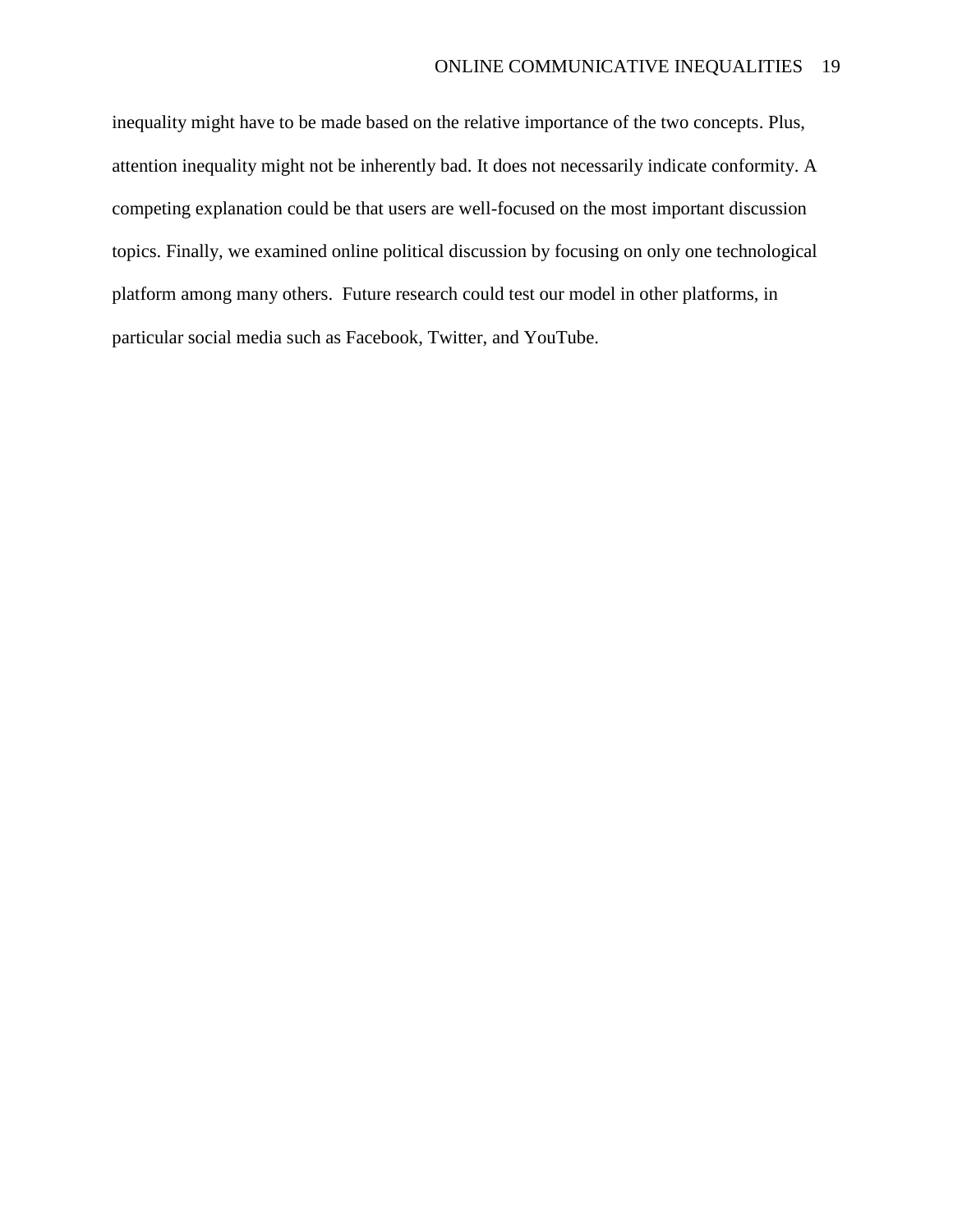inequality might have to be made based on the relative importance of the two concepts. Plus, attention inequality might not be inherently bad. It does not necessarily indicate conformity. A competing explanation could be that users are well-focused on the most important discussion topics. Finally, we examined online political discussion by focusing on only one technological platform among many others. Future research could test our model in other platforms, in particular social media such as Facebook, Twitter, and YouTube.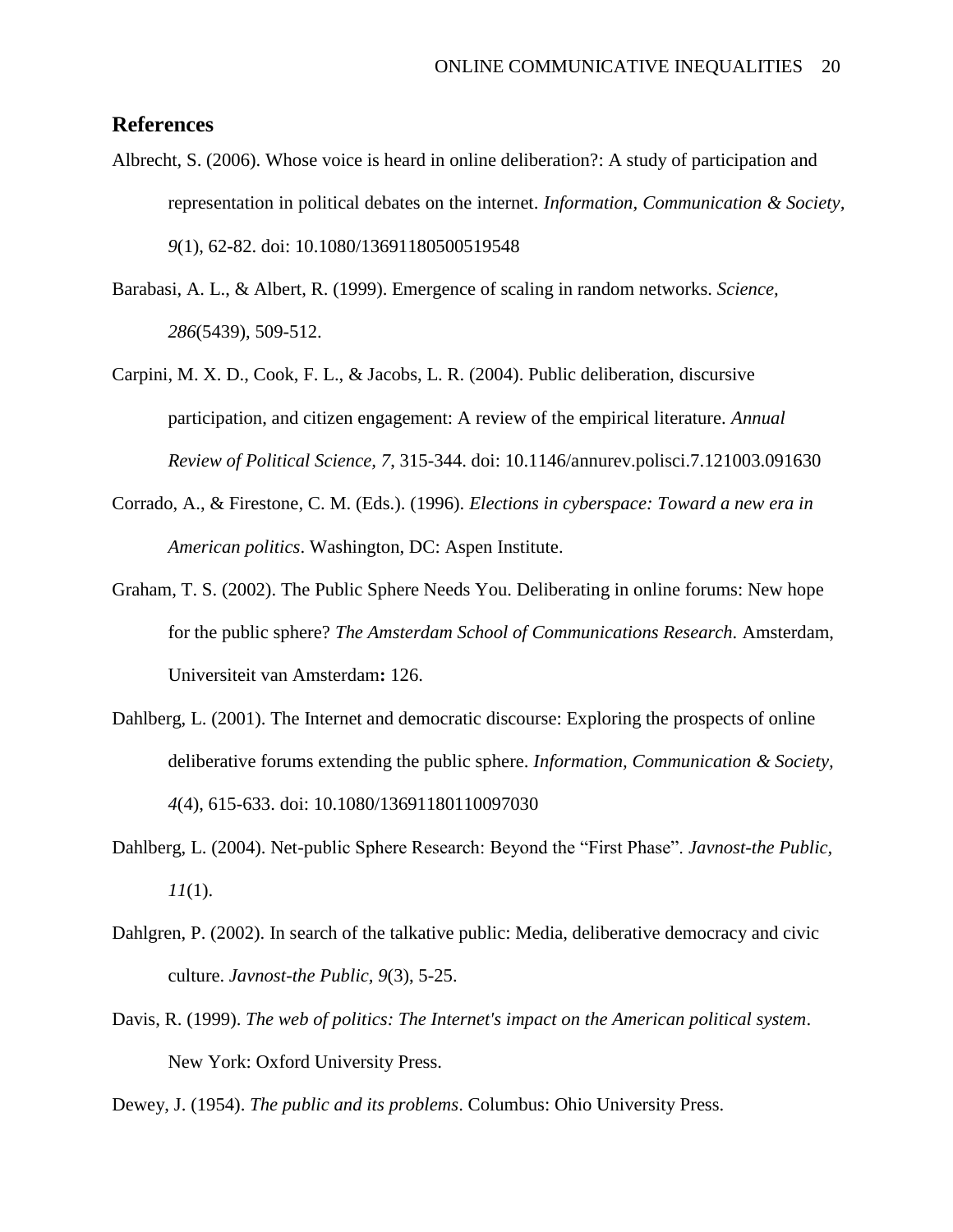## References

Albrecht, S. (2006). Whose voice is heard in online deliberation?: A study of participation and representation in political debates on the internet. *Information, Communication & Society, 9*(1), 62-82. doi: 10.1080/13691180500519548

Barabasi, A. L., & Albert, R. (1999). Emergence of scaling in random networks. *Science, 286*(5439), 509-512.

Carpini, M. X. D., Cook, F. L., & Jacobs, L. R. (2004). Public deliberation, discursive participation, and citizen engagement: A review of the empirical literature. *Annual Review of Political Science, 7*, 315-344. doi: 10.1146/annurev.polisci.7.121003.091630

Corrado, A., & Firestone, C. M. (Eds.). (1996). *Elections in cyberspace: Toward a new era in American politics*. Washington, DC: Aspen Institute.

Graham, T. S. (2002). The Public Sphere Needs You. Deliberating in online forums: New hope for the public sphere? *The Amsterdam School of Communications Research*. Amsterdam, Universiteit van Amsterdam**:** 126.

Dahlberg, L. (2001). The Internet and democratic discourse: Exploring the prospects of online deliberative forums extending the public sphere. *Information, Communication & Society, 4*(4), 615-633. doi: 10.1080/13691180110097030

Dahlberg, L. (2004). Net-public Sphere Research: Beyond the "First Phase". *Javnost-the Public, 11*(1).

Dahlgren, P. (2002). In search of the talkative public: Media, deliberative democracy and civic culture. *Javnost-the Public, 9*(3), 5-25.

Davis, R. (1999). *The web of politics: The Internet's impact on the American political system*. New York: Oxford University Press.

Dewey, J. (1954). *The public and its problems*. Columbus: Ohio University Press.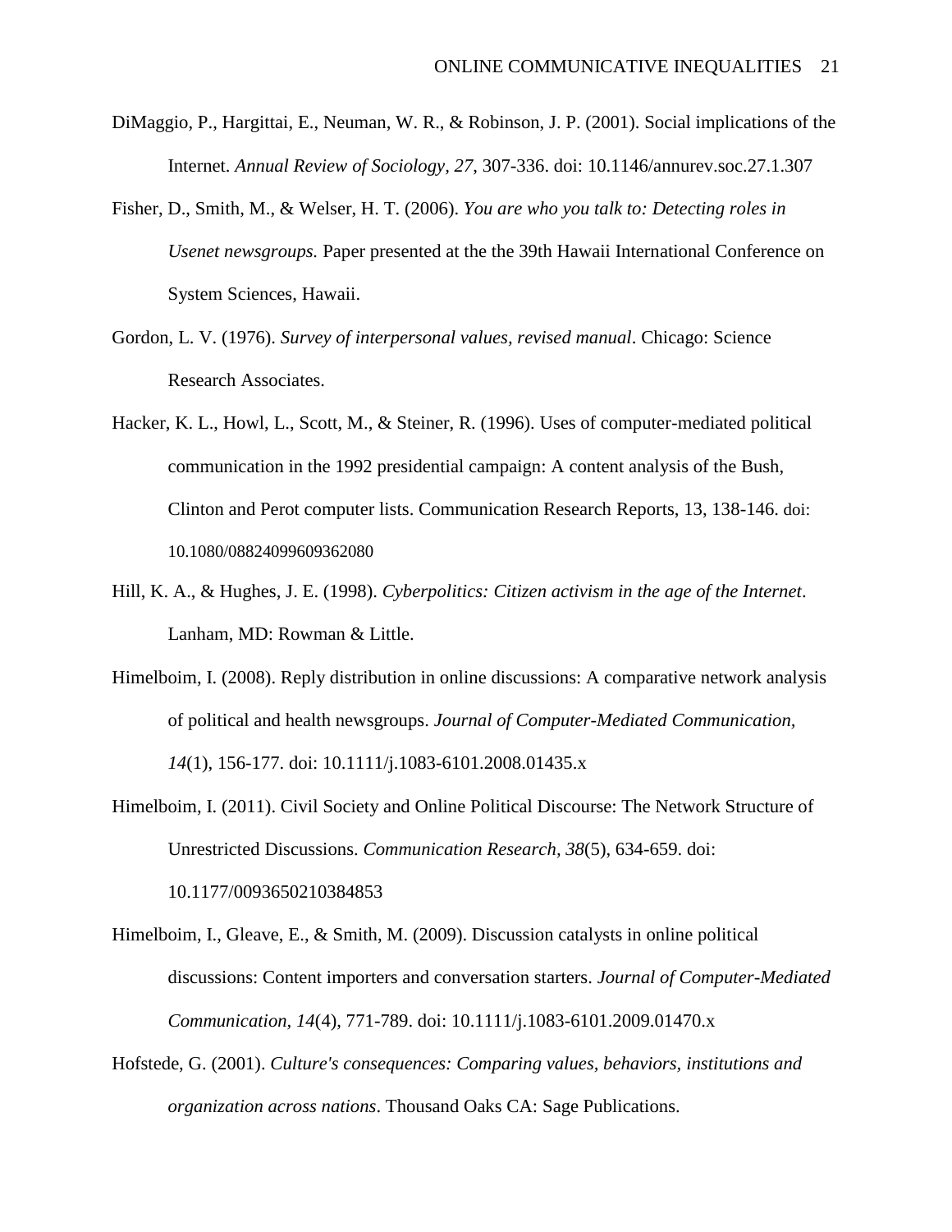DiMaggio, P., Hargittai, E., Neuman, W. R., & Robinson, J. P. (2001). Social implications of the Internet. *Annual Review of Sociology, 27*, 307-336. doi: 10.1146/annurev.soc.27.1.307

Fisher, D., Smith, M., & Welser, H. T. (2006). *You are who you talk to: Detecting roles in Usenet newsgroups.* Paper presented at the the 39th Hawaii International Conference on System Sciences, Hawaii.

Gordon, L. V. (1976). *Survey of interpersonal values, revised manual*. Chicago: Science Research Associates.

Hacker, K. L., Howl, L., Scott, M., & Steiner, R. (1996). Uses of computer-mediated political communication in the 1992 presidential campaign: A content analysis of the Bush, Clinton and Perot computer lists. Communication Research Reports, 13, 138-146. doi: 10.1080/08824099609362080

Hill, K. A., & Hughes, J. E. (1998). *Cyberpolitics: Citizen activism in the age of the Internet*. Lanham, MD: Rowman & Little.

Himelboim, I. (2008). Reply distribution in online discussions: A comparative network analysis of political and health newsgroups. *Journal of Computer-Mediated Communication, 14*(1), 156-177. doi: 10.1111/j.1083-6101.2008.01435.x

Himelboim, I. (2011). Civil Society and Online Political Discourse: The Network Structure of Unrestricted Discussions. *Communication Research, 38*(5), 634-659. doi: 10.1177/0093650210384853

Himelboim, I., Gleave, E., & Smith, M. (2009). Discussion catalysts in online political discussions: Content importers and conversation starters. *Journal of Computer-Mediated Communication, 14*(4), 771-789. doi: 10.1111/j.1083-6101.2009.01470.x

Hofstede, G. (2001). *Culture's consequences: Comparing values, behaviors, institutions and organization across nations*. Thousand Oaks CA: Sage Publications.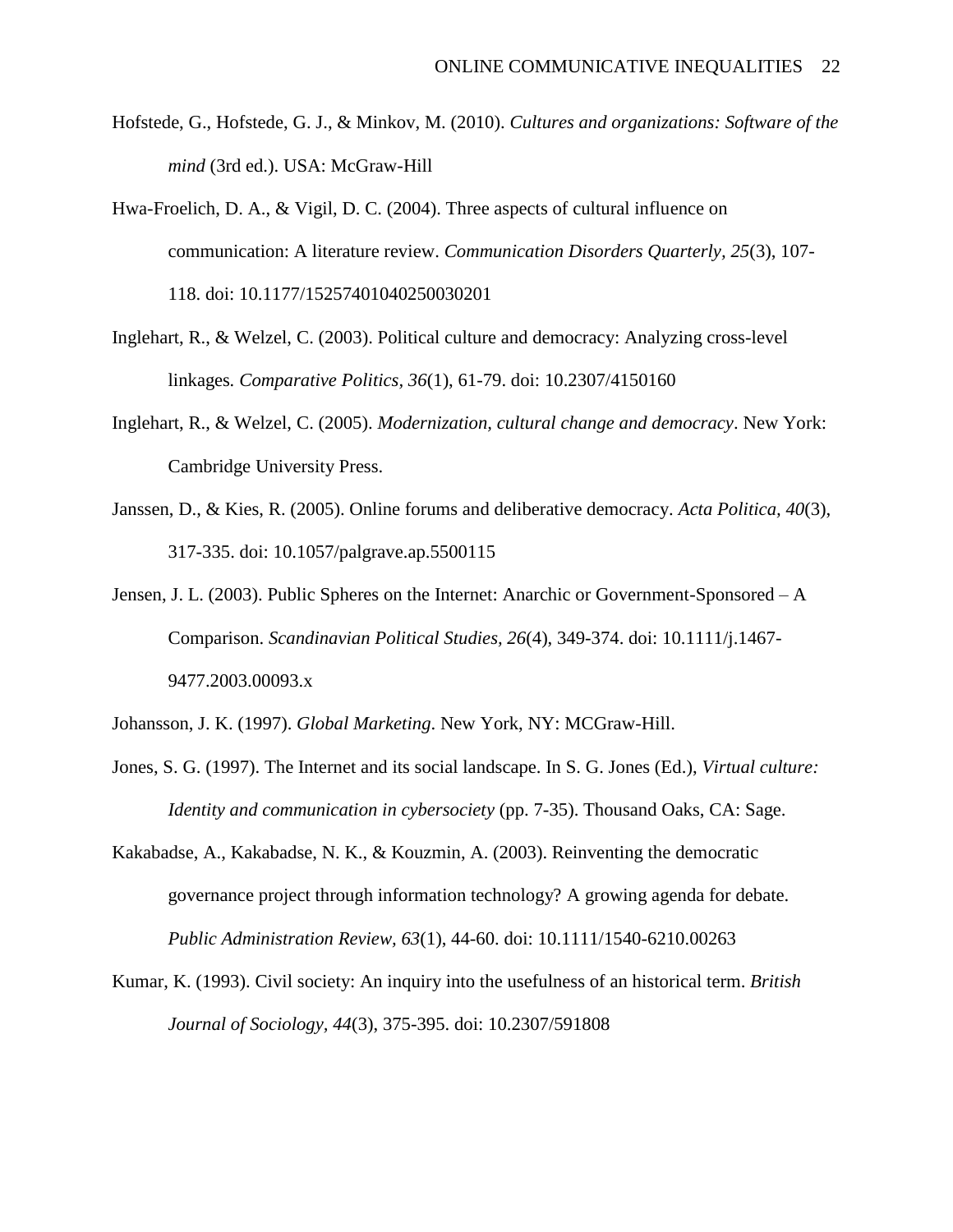Hofstede, G., Hofstede, G. J., & Minkov, M. (2010). *Cultures and organizations: Software of the mind* (3rd ed.). USA: McGraw-Hill

Hwa-Froelich, D. A., & Vigil, D. C. (2004). Three aspects of cultural influence on communication: A literature review. *Communication Disorders Quarterly, 25*(3), 107-118. doi: 10.1177/15257401040250030201

Inglehart, R., & Welzel, C. (2003). Political culture and democracy: Analyzing cross-level linkages. *Comparative Politics, 36*(1), 61-79. doi: 10.2307/4150160

Inglehart, R., & Welzel, C. (2005). *Modernization, cultural change and democracy*. New York: Cambridge University Press.

Janssen, D., & Kies, R. (2005). Online forums and deliberative democracy. *Acta Politica, 40*(3), 317-335. doi: 10.1057/palgrave.ap.5500115

Jensen, J. L. (2003). Public Spheres on the Internet: Anarchic or Government-Sponsored – A Comparison. *Scandinavian Political Studies, 26*(4), 349-374. doi: 10.1111/j.1467-9477.2003.00093.x

Johansson, J. K. (1997). *Global Marketing*. New York, NY: MCGraw-Hill.

Jones, S. G. (1997). The Internet and its social landscape. In S. G. Jones (Ed.), *Virtual culture: Identity and communication in cybersociety* (pp. 7-35). Thousand Oaks, CA: Sage.

Kakabadse, A., Kakabadse, N. K., & Kouzmin, A. (2003). Reinventing the democratic governance project through information technology? A growing agenda for debate. *Public Administration Review, 63*(1), 44-60. doi: 10.1111/1540-6210.00263

Kumar, K. (1993). Civil society: An inquiry into the usefulness of an historical term. *British Journal of Sociology, 44*(3), 375-395. doi: 10.2307/591808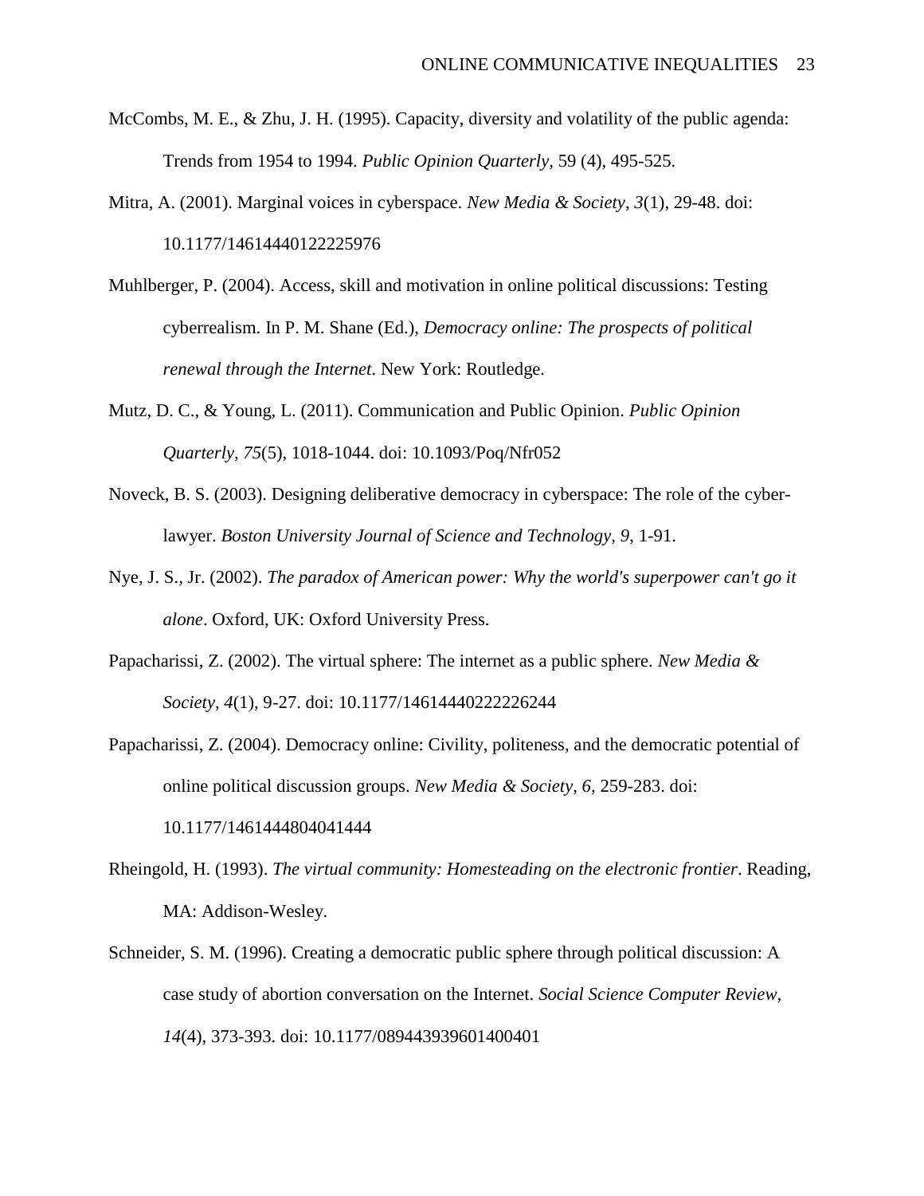McCombs, M. E., & Zhu, J. H. (1995). Capacity, diversity and volatility of the public agenda: Trends from 1954 to 1994. *Public Opinion Quarterly*, 59 (4), 495-525.

Mitra, A. (2001). Marginal voices in cyberspace. *New Media & Society, 3*(1), 29-48. doi: 10.1177/14614440122225976

Muhlberger, P. (2004). Access, skill and motivation in online political discussions: Testing cyberrealism. In P. M. Shane (Ed.), *Democracy online: The prospects of political renewal through the Internet*. New York: Routledge.

Mutz, D. C., & Young, L. (2011). Communication and Public Opinion. *Public Opinion Quarterly, 75*(5), 1018-1044. doi: 10.1093/Poq/Nfr052

Noveck, B. S. (2003). Designing deliberative democracy in cyberspace: The role of the cyber-lawyer. *Boston University Journal of Science and Technology, 9*, 1-91.

Nye, J. S., Jr. (2002). *The paradox of American power: Why the world's superpower can't go it alone*. Oxford, UK: Oxford University Press.

Papacharissi, Z. (2002). The virtual sphere: The internet as a public sphere. *New Media & Society, 4*(1), 9-27. doi: 10.1177/14614440222226244

Papacharissi, Z. (2004). Democracy online: Civility, politeness, and the democratic potential of online political discussion groups. *New Media & Society, 6*, 259-283. doi: 10.1177/1461444804041444

Rheingold, H. (1993). *The virtual community: Homesteading on the electronic frontier*. Reading, MA: Addison-Wesley.

Schneider, S. M. (1996). Creating a democratic public sphere through political discussion: A case study of abortion conversation on the Internet. *Social Science Computer Review, 14*(4), 373-393. doi: 10.1177/089443939601400401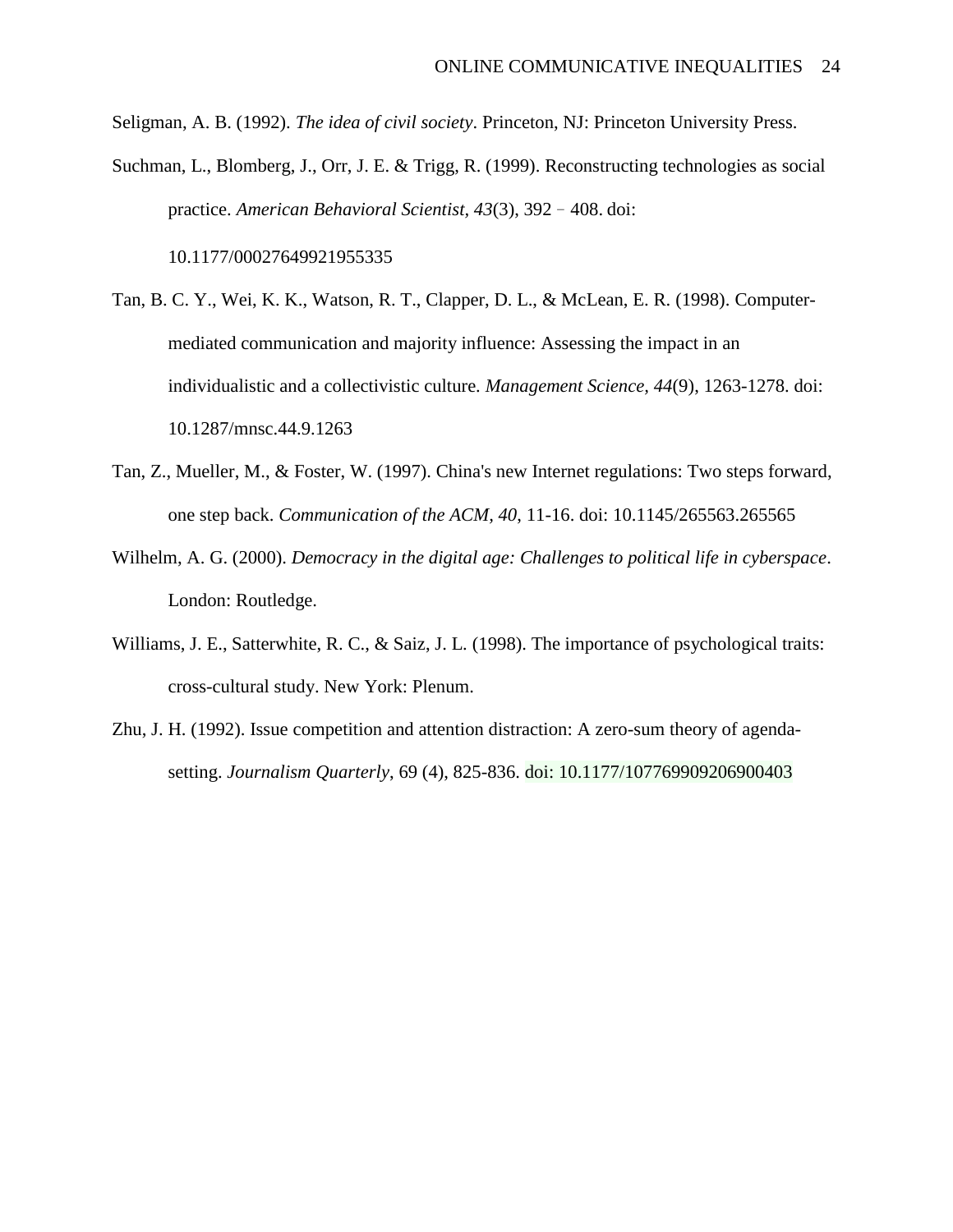Seligman, A. B. (1992). *The idea of civil society*. Princeton, NJ: Princeton University Press.

Suchman, L., Blomberg, J., Orr, J. E. & Trigg, R. (1999). Reconstructing technologies as social practice. *American Behavioral Scientist, 43*(3), 392 – 408. doi: 10.1177/00027649921955335

Tan, B. C. Y., Wei, K. K., Watson, R. T., Clapper, D. L., & McLean, E. R. (1998). Computer-mediated communication and majority influence: Assessing the impact in an individualistic and a collectivistic culture. *Management Science, 44*(9), 1263-1278. doi: 10.1287/mnsc.44.9.1263

Tan, Z., Mueller, M., & Foster, W. (1997). China's new Internet regulations: Two steps forward, one step back. *Communication of the ACM, 40*, 11-16. doi: 10.1145/265563.265565

Wilhelm, A. G. (2000). *Democracy in the digital age: Challenges to political life in cyberspace*. London: Routledge.

Williams, J. E., Satterwhite, R. C., & Saiz, J. L. (1998). The importance of psychological traits: cross-cultural study. New York: Plenum.

Zhu, J. H. (1992). Issue competition and attention distraction: A zero-sum theory of agenda-setting. *Journalism Quarterly*, 69 (4), 825-836. doi: 10.1177/107769909206900403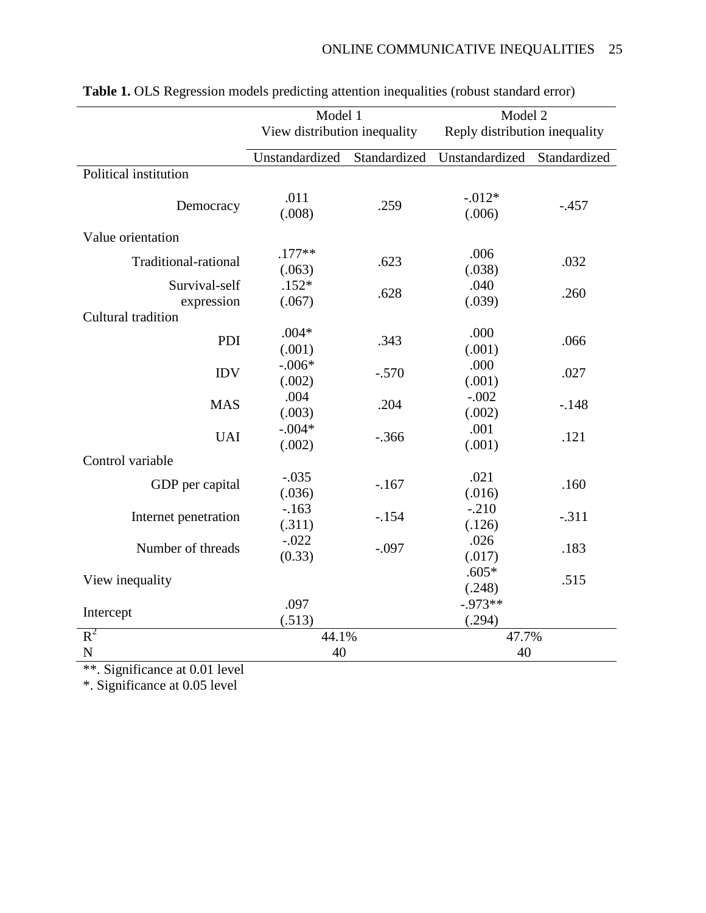**Table 1.** OLS Regression models predicting attention inequalities (robust standard error)

| | Model 1 View distribution inequality | | Model 2 Reply distribution inequality | |
|---|---|---|---|---|
| | Unstandardized | Standardized | Unstandardized | Standardized |
| Political institution | | | | |
| Democracy | .011 (.008) | .259 | -.012* (.006) | -.457 |
| Value orientation | | | | |
| Traditional-rational | .177** (.063) | .623 | .006 (.038) | .032 |
| Survival-self expression | .152* (.067) | .628 | .040 (.039) | .260 |
| Cultural tradition | | | | |
| PDI | .004* (.001) | .343 | .000 (.001) | .066 |
| IDV | -.006* (.002) | -.570 | .000 (.001) | .027 |
| MAS | .004 (.003) | .204 | -.002 (.002) | -.148 |
| UAI | -.004* (.002) | -.366 | .001 (.001) | .121 |
| Control variable | | | | |
| GDP per capital | -.035 (.036) | -.167 | .021 (.016) | .160 |
| Internet penetration | -.163 (.311) | -.154 | -.210 (.126) | -.311 |
| Number of threads | -.022 (0.33) | -.097 | .026 (.017) | .183 |
| View inequality | | | .605* (.248) | .515 |
| Intercept | .097 (.513) | | -.973** (.294) | |
| $R^2$ | 44.1% | | 47.7% | |
| N | 40 | | 40 | |

**. Significance at 0.01 level

*. Significance at 0.05 level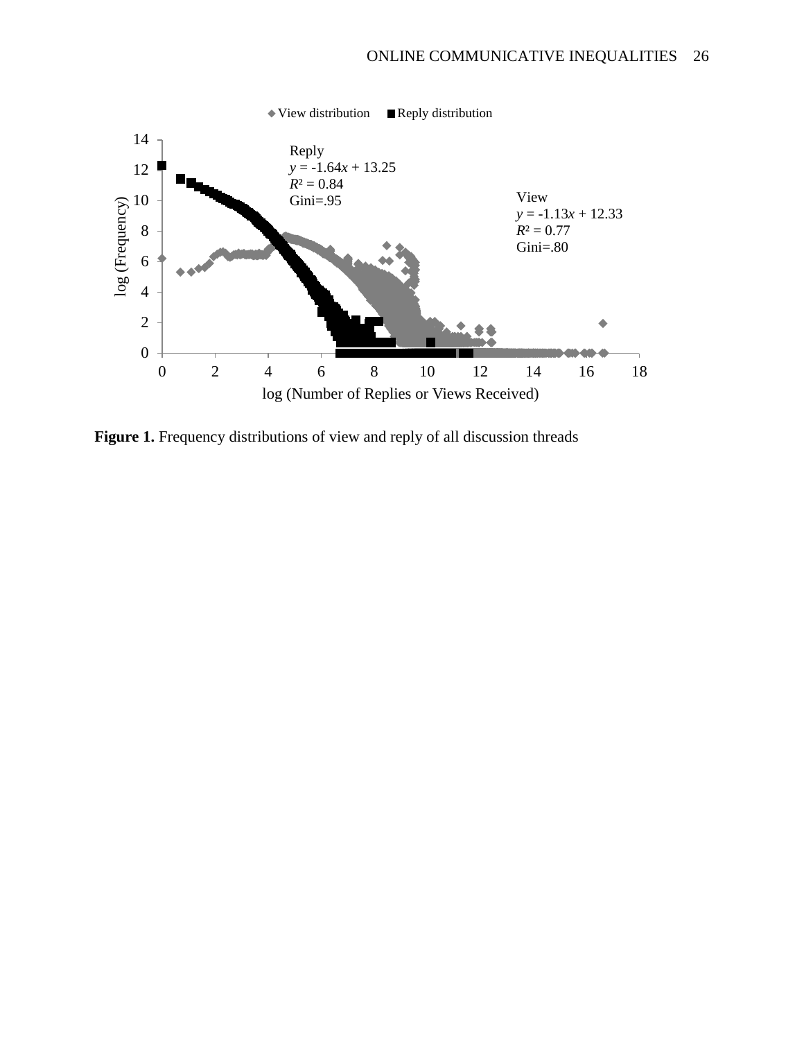View distribution Reply distribution

Reply
$y = -1.64x + 13.25$
$R^2 = 0.84$
Gini=.95

View
$y = -1.13x + 12.33$
$R^2 = 0.77$
Gini=.80

log (Frequency)

0
2
4
6
8
10
12
14

0 2 4 6 8 10 12 14 16 18

log (Number of Replies or Views Received)

**Figure 1.** Frequency distributions of view and reply of all discussion threads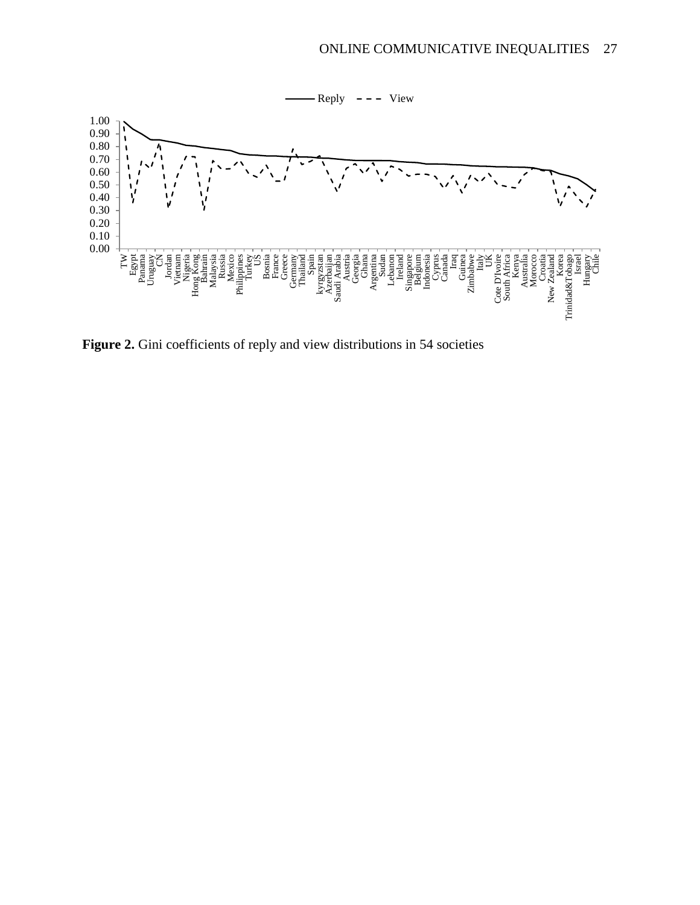Reply View

1.00
0.90
0.80
0.70
0.60
0.50
0.40
0.30
0.20
0.10
0.00

TW
Egypt
Panama
Uruguay
CN
Jordan
Vietnam
Nigeria
Hong Kong
Bahrain
Malaysia
Russia
Mexico
Philippines
Turkey
US
Bosnia
France
Greece
Germany
Thailand
Spain
kyrgyzstan
Azerbaijan
Saudi Arabia
Austria
Georgia
Ghana
Argentina
Sudan
Lebanon
Ireland
Singapore
Belgium
Indonesia
Cyprus
Canada
Iraq
Guinea
Zimbabwe
Italy
UK
Cote D'Ivoire
South Africa
Kenya
Australia
Morocco
Croatia
New Zealand
Korea
Trinidad&Tobago
Israel
Hungary
Chile

**Figure 2.** Gini coefficients of reply and view distributions in 54 societies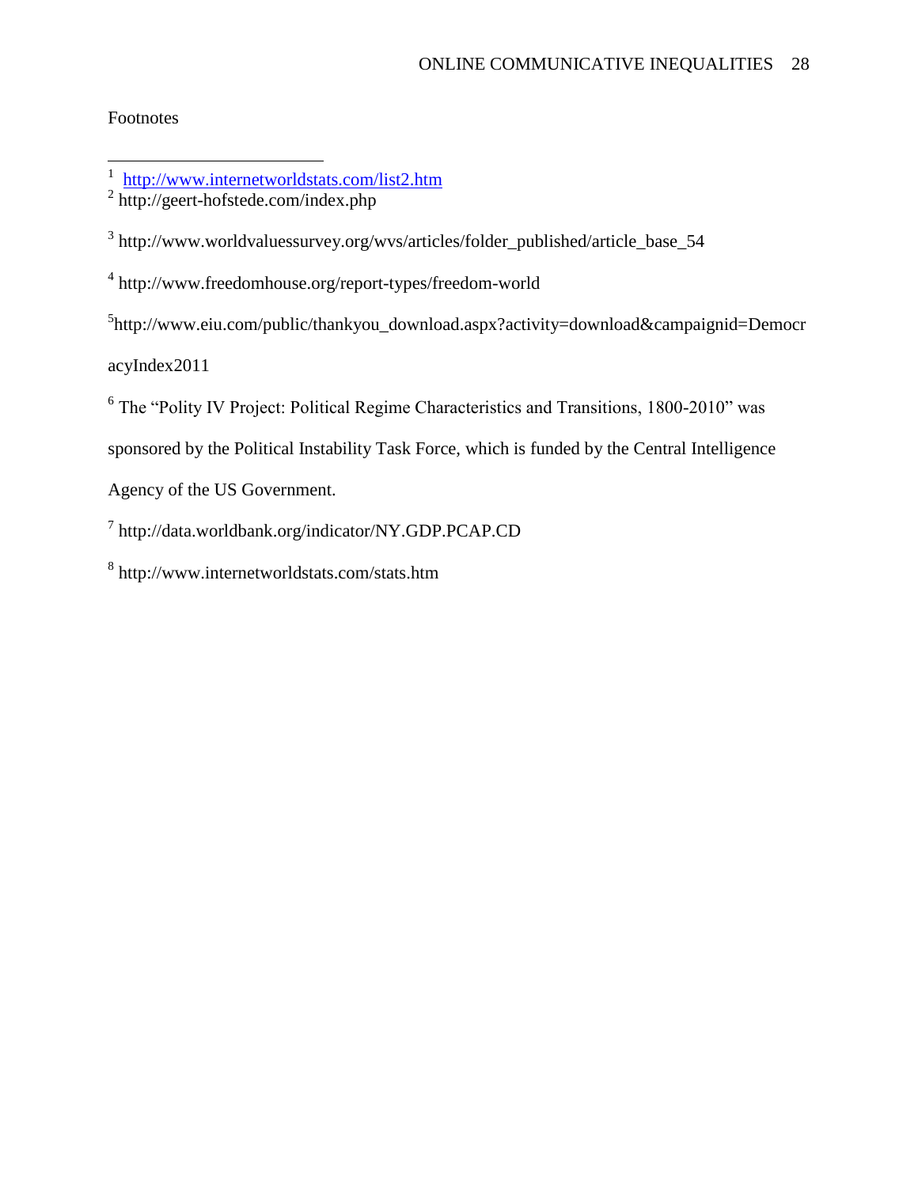Footnotes

[1] http://www.internetworldstats.com/list2.htm

[2] http://geert-hofstede.com/index.php

[3] http://www.worldvaluessurvey.org/wvs/articles/folder_published/article_base_54

[4] http://www.freedomhouse.org/report-types/freedom-world

[5] http://www.eiu.com/public/thankyou_download.aspx?activity=download&campaignid=DemocracyIndex2011

[6] The "Polity IV Project: Political Regime Characteristics and Transitions, 1800-2010" was sponsored by the Political Instability Task Force, which is funded by the Central Intelligence Agency of the US Government.

[7] http://data.worldbank.org/indicator/NY.GDP.PCAP.CD

[8] http://www.internetworldstats.com/stats.htm